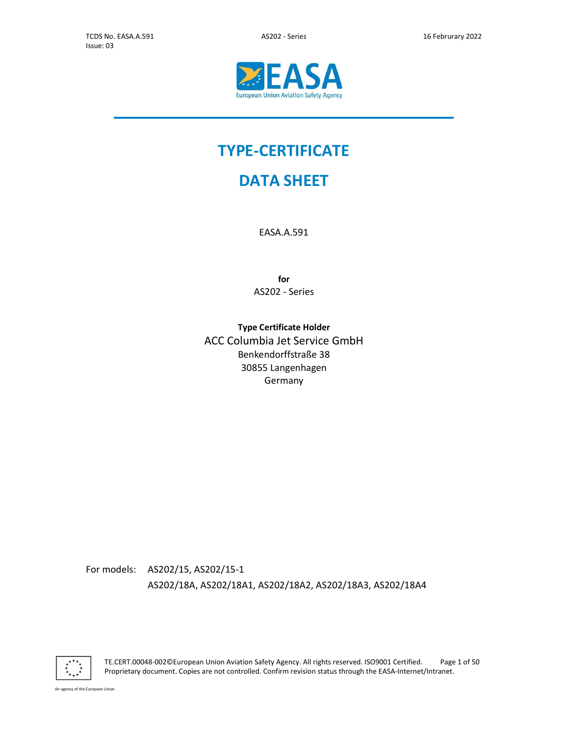# TYPE-CERTIFICATE

# DATA SHEET

EASA.A.591

**for**

AS202 - Series

**Type Certificate Holder**

ACC Columbia Jet Service GmbH

Benkendorffstraße 38

30855 Langenhagen

Germany

For models: AS202/15, AS202/15-1

AS202/18A, AS202/18A1, AS202/18A2, AS202/18A3, AS202/18A4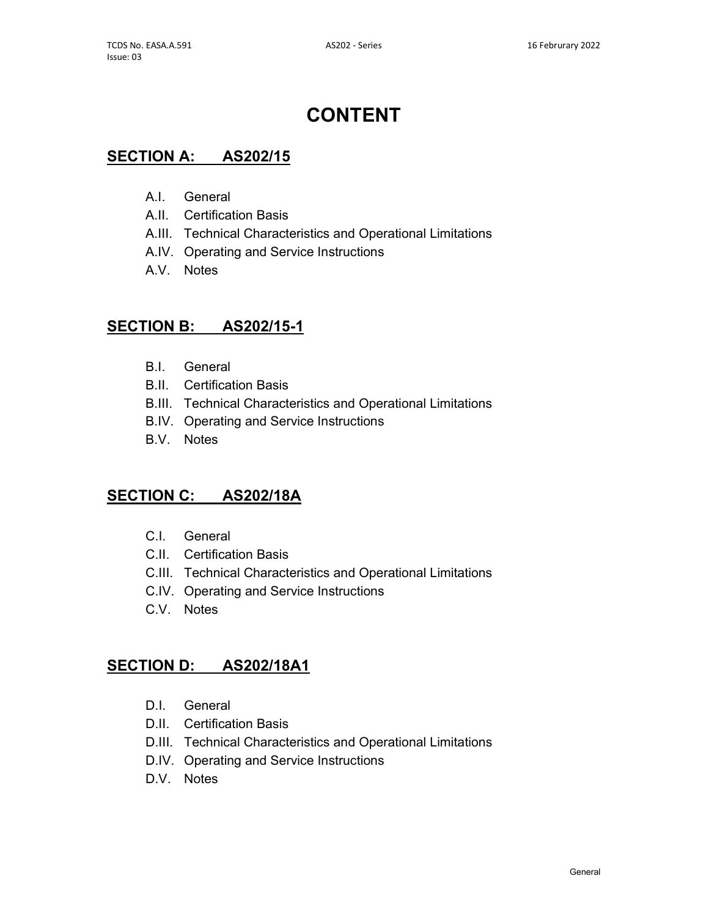# CONTENT

## SECTION A: AS202/15

- A.I. General
- A.II. Certification Basis
- A.III. Technical Characteristics and Operational Limitations
- A.IV. Operating and Service Instructions
- A.V. Notes

## SECTION B: AS202/15-1

- B.I. General
- B.II. Certification Basis
- B.III. Technical Characteristics and Operational Limitations
- B.IV. Operating and Service Instructions
- B.V. Notes

## SECTION C: AS202/18A

- C.I. General
- C.II. Certification Basis
- C.III. Technical Characteristics and Operational Limitations
- C.IV. Operating and Service Instructions
- C.V. Notes

## SECTION D: AS202/18A1

- D.I. General
- D.II. Certification Basis
- D.III. Technical Characteristics and Operational Limitations
- D.IV. Operating and Service Instructions
- D.V. Notes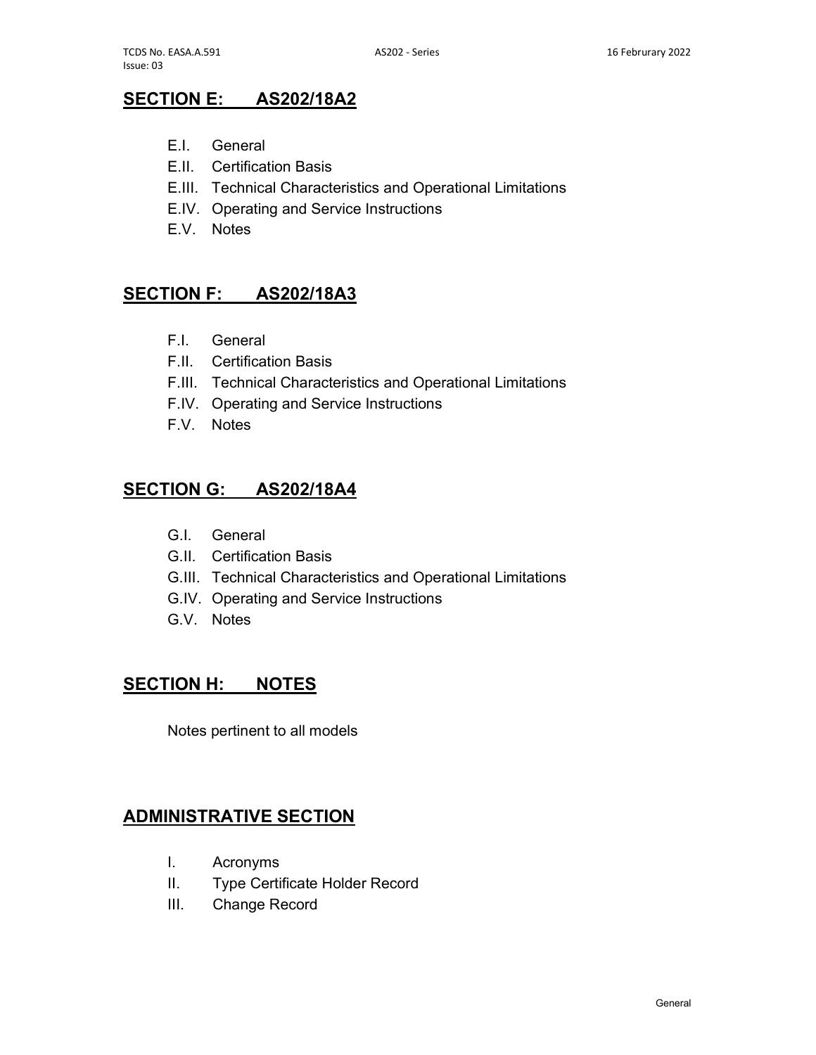## SECTION E: AS202/18A2

- E.I. General
- E.II. Certification Basis
- E.III. Technical Characteristics and Operational Limitations
- E.IV. Operating and Service Instructions
- E.V. Notes

## SECTION F: AS202/18A3

- F.I. General
- F.II. Certification Basis
- F.III. Technical Characteristics and Operational Limitations
- F.IV. Operating and Service Instructions
- F.V. Notes

## SECTION G: AS202/18A4

- G.I. General
- G.II. Certification Basis
- G.III. Technical Characteristics and Operational Limitations
- G.IV. Operating and Service Instructions
- G.V. Notes

## SECTION H: NOTES

Notes pertinent to all models

## ADMINISTRATIVE SECTION

- I. Acronyms
- II. Type Certificate Holder Record
- III. Change Record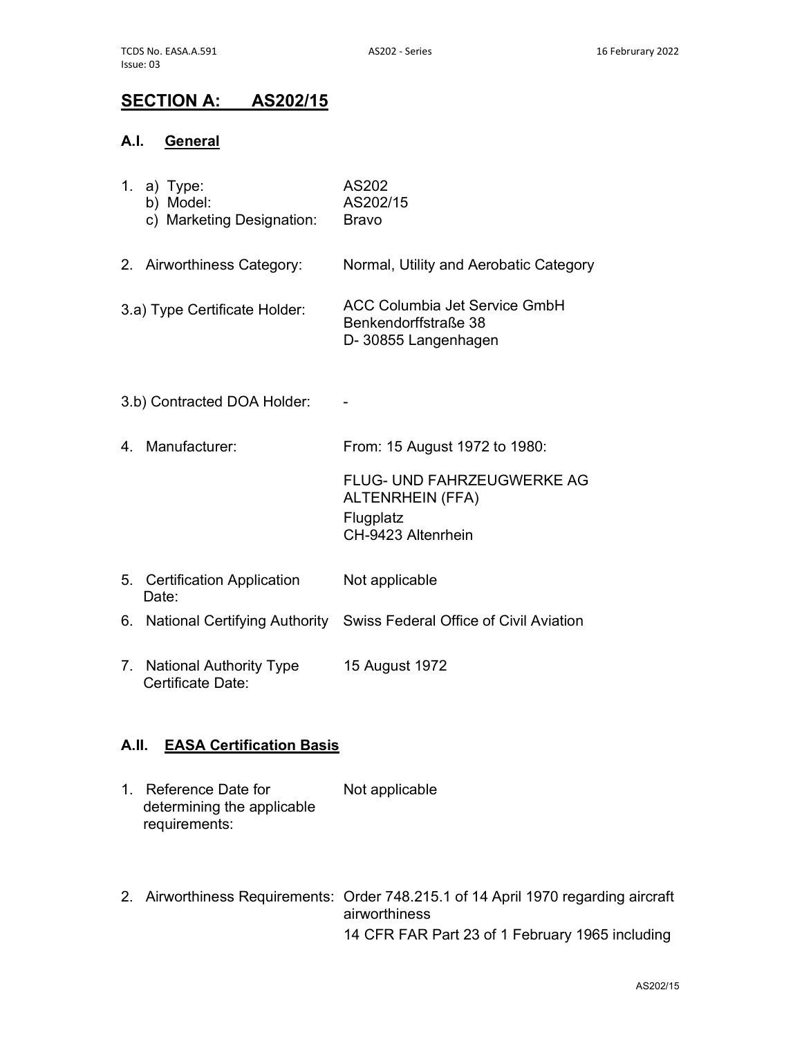## SECTION A: AS202/15

### A.I. General

| | |
|---|---|
| 1. a) Type: | AS202 |
| b) Model: | AS202/15 |
| c) Marketing Designation: | Bravo |
| 2. Airworthiness Category: | Normal, Utility and Aerobatic Category |
| 3.a) Type Certificate Holder: | ACC Columbia Jet Service GmbH<br>Benkendorffstraße 38<br>D- 30855 Langenhagen |
| 3.b) Contracted DOA Holder: | - |
| 4. Manufacturer: | From: 15 August 1972 to 1980:<br><br>FLUG- UND FAHRZEUGWERKE AG ALTENRHEIN (FFA)<br>Flugplatz<br>CH-9423 Altenrhein |
| 5. Certification Application Date: | Not applicable |
| 6. National Certifying Authority | Swiss Federal Office of Civil Aviation |
| 7. National Authority Type Certificate Date: | 15 August 1972 |

### A.II. EASA Certification Basis

| | |
|---|---|
| 1. Reference Date for determining the applicable requirements: | Not applicable |
| 2. Airworthiness Requirements: | Order 748.215.1 of 14 April 1970 regarding aircraft airworthiness<br>14 CFR FAR Part 23 of 1 February 1965 including |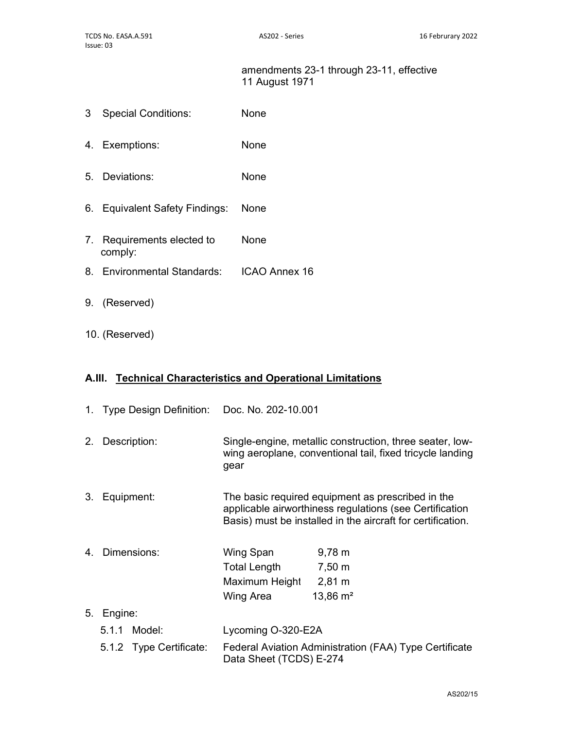amendments 23-1 through 23-11, effective 11 August 1971

3 Special Conditions: None

4. Exemptions: None

5. Deviations: None

6. Equivalent Safety Findings: None

7. Requirements elected to comply: None

8. Environmental Standards: ICAO Annex 16

9. (Reserved)

10. (Reserved)

## A.III. Technical Characteristics and Operational Limitations

1. Type Design Definition: Doc. No. 202-10.001

2. Description: Single-engine, metallic construction, three seater, low-wing aeroplane, conventional tail, fixed tricycle landing gear

3. Equipment: The basic required equipment as prescribed in the applicable airworthiness regulations (see Certification Basis) must be installed in the aircraft for certification.

4. Dimensions:

| | |
|---|---|
| Wing Span | 9,78 m |
| Total Length | 7,50 m |
| Maximum Height | 2,81 m |
| Wing Area | 13,86 m² |

5. Engine:

   5.1.1 Model: Lycoming O-320-E2A

   5.1.2 Type Certificate: Federal Aviation Administration (FAA) Type Certificate Data Sheet (TCDS) E-274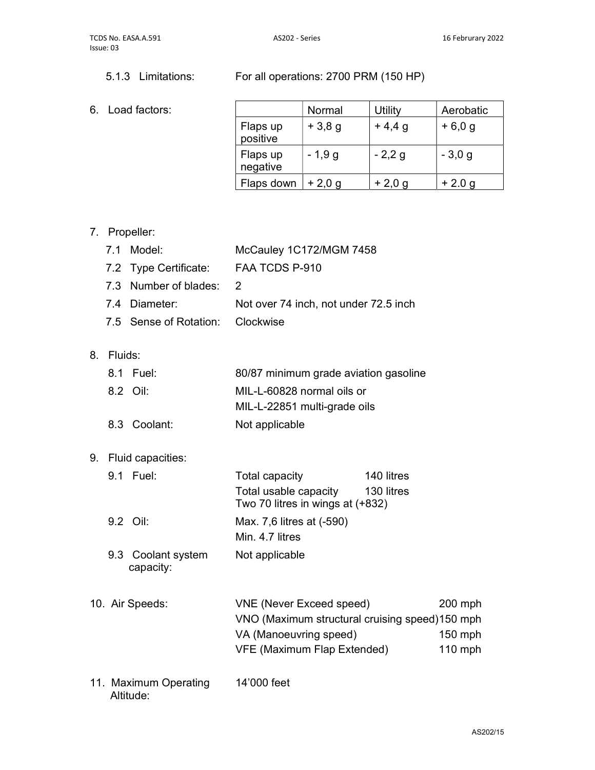5.1.3 Limitations: For all operations: 2700 PRM (150 HP)

6. Load factors:

| | Normal | Utility | Aerobatic |
|---|---|---|---|
| Flaps up positive | + 3,8 g | + 4,4 g | + 6,0 g |
| Flaps up negative | - 1,9 g | - 2,2 g | - 3,0 g |
| Flaps down | + 2,0 g | + 2,0 g | + 2.0 g |

7. Propeller:

7.1 Model: McCauley 1C172/MGM 7458

7.2 Type Certificate: FAA TCDS P-910

7.3 Number of blades: 2

7.4 Diameter: Not over 74 inch, not under 72.5 inch

7.5 Sense of Rotation: Clockwise

8. Fluids:

8.1 Fuel: 80/87 minimum grade aviation gasoline

8.2 Oil: MIL-L-60828 normal oils or
MIL-L-22851 multi-grade oils

8.3 Coolant: Not applicable

9. Fluid capacities:

9.1 Fuel: Total capacity 140 litres
Total usable capacity 130 litres
Two 70 litres in wings at (+832)

9.2 Oil: Max. 7,6 litres at (-590)
Min. 4.7 litres

9.3 Coolant system capacity: Not applicable

10. Air Speeds:

| | |
|---|---|
| VNE (Never Exceed speed) | 200 mph |
| VNO (Maximum structural cruising speed) | 150 mph |
| VA (Manoeuvring speed) | 150 mph |
| VFE (Maximum Flap Extended) | 110 mph |

11. Maximum Operating Altitude: 14'000 feet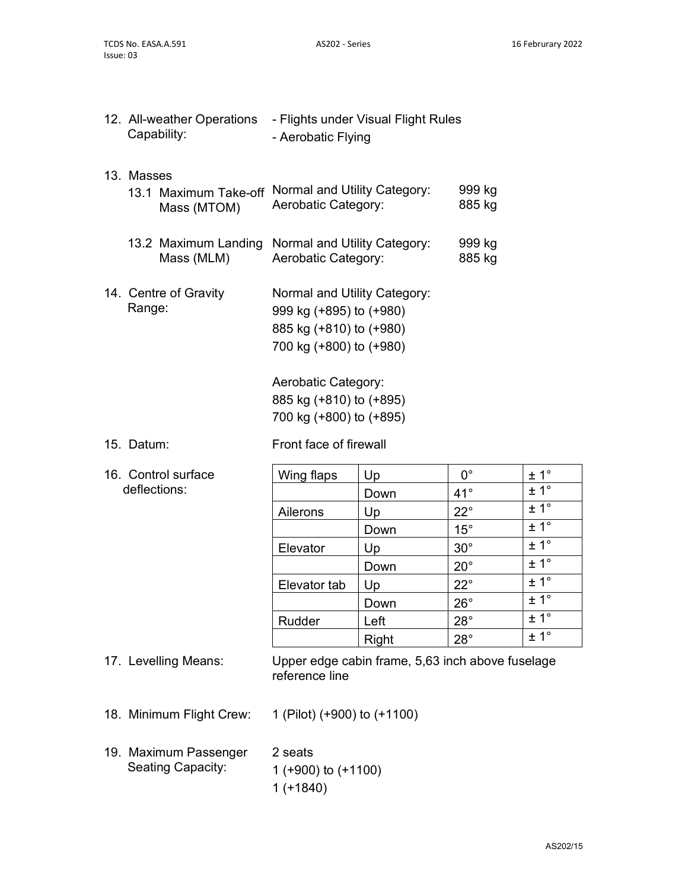12. All-weather Operations Capability: - Flights under Visual Flight Rules
- Aerobatic Flying

13. Masses

13.1 Maximum Take-off Mass (MTOM)

| | |
|---|---|
| Normal and Utility Category: | 999 kg |
| Aerobatic Category: | 885 kg |

13.2 Maximum Landing Mass (MLM)

| | |
|---|---|
| Normal and Utility Category: | 999 kg |
| Aerobatic Category: | 885 kg |

14. Centre of Gravity Range:

Normal and Utility Category:
999 kg (+895) to (+980)
885 kg (+810) to (+980)
700 kg (+800) to (+980)

Aerobatic Category:
885 kg (+810) to (+895)
700 kg (+800) to (+895)

15. Datum: Front face of firewall

16. Control surface deflections:

| | | | |
|---|---|---|---|
| Wing flaps | Up | 0° | ± 1° |
| | Down | 41° | ± 1° |
| Ailerons | Up | 22° | ± 1° |
| | Down | 15° | ± 1° |
| Elevator | Up | 30° | ± 1° |
| | Down | 20° | ± 1° |
| Elevator tab | Up | 22° | ± 1° |
| | Down | 26° | ± 1° |
| Rudder | Left | 28° | ± 1° |
| | Right | 28° | ± 1° |

17. Levelling Means: Upper edge cabin frame, 5,63 inch above fuselage reference line

18. Minimum Flight Crew: 1 (Pilot) (+900) to (+1100)

19. Maximum Passenger Seating Capacity: 2 seats
1 (+900) to (+1100)
1 (+1840)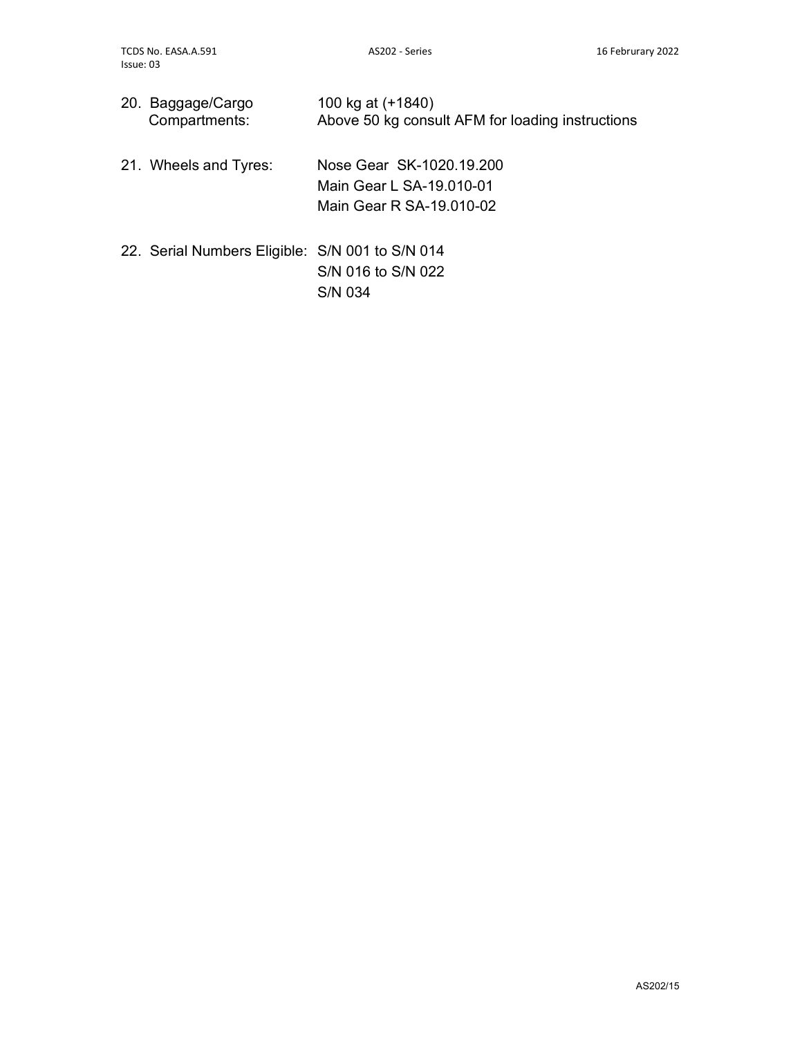20. Baggage/Cargo Compartments: 100 kg at (+1840)
    Above 50 kg consult AFM for loading instructions

21. Wheels and Tyres: Nose Gear SK-1020.19.200
    Main Gear L SA-19.010-01
    Main Gear R SA-19.010-02

22. Serial Numbers Eligible: S/N 001 to S/N 014
    S/N 016 to S/N 022
    S/N 034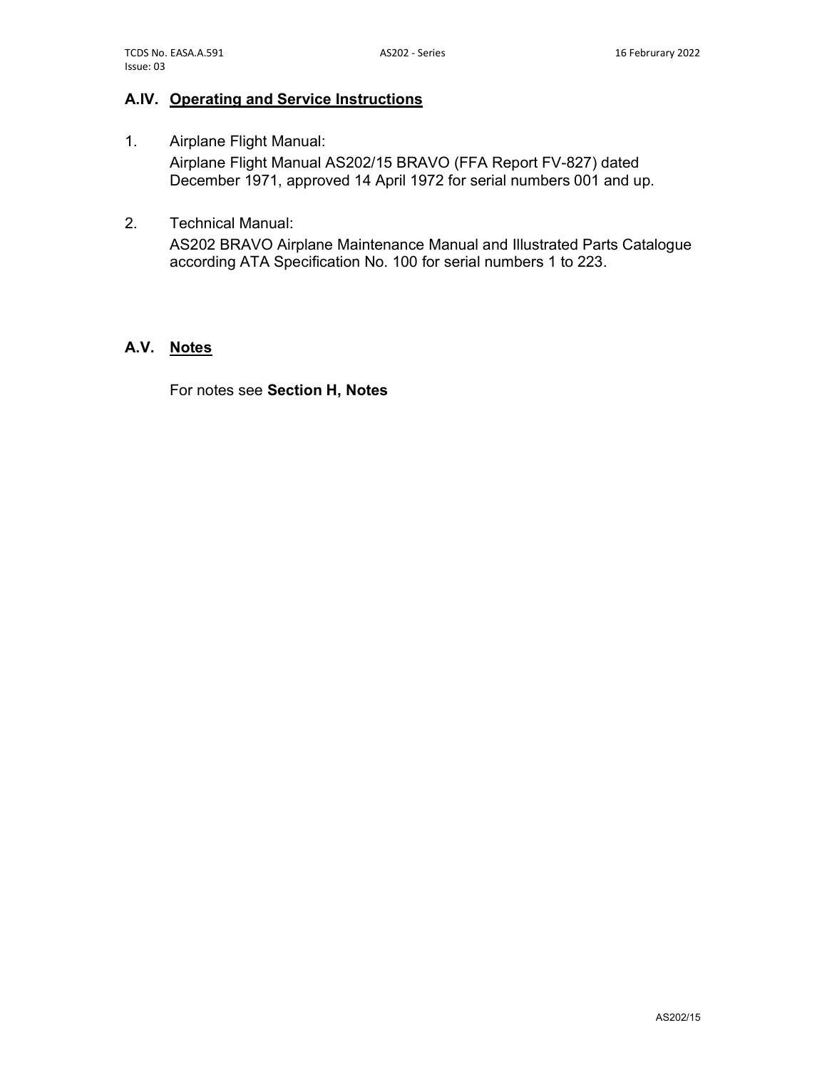## A.IV. Operating and Service Instructions

1. Airplane Flight Manual:
   Airplane Flight Manual AS202/15 BRAVO (FFA Report FV-827) dated December 1971, approved 14 April 1972 for serial numbers 001 and up.

2. Technical Manual:
   AS202 BRAVO Airplane Maintenance Manual and Illustrated Parts Catalogue according ATA Specification No. 100 for serial numbers 1 to 223.

## A.V. Notes

For notes see **Section H, Notes**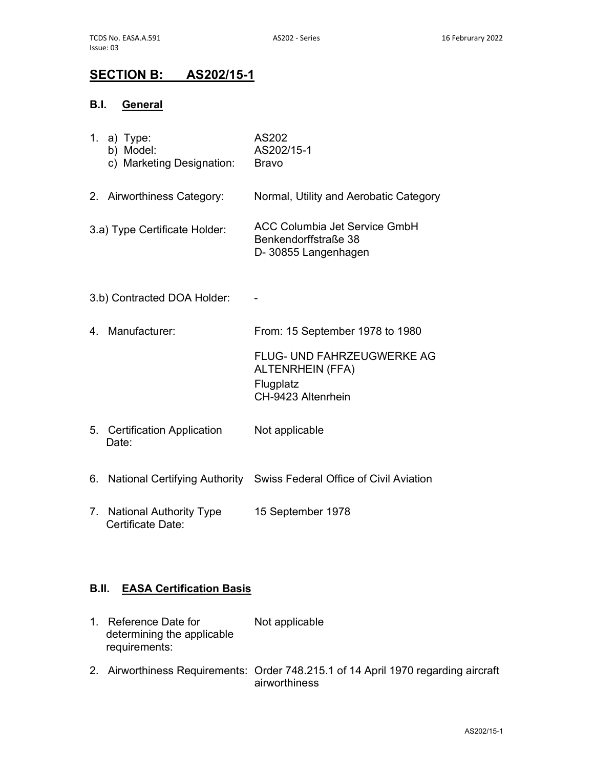# SECTION B: AS202/15-1

## B.I. General

| | |
|---|---|
| 1. a) Type: | AS202 |
| b) Model: | AS202/15-1 |
| c) Marketing Designation: | Bravo |
| 2. Airworthiness Category: | Normal, Utility and Aerobatic Category |
| 3.a) Type Certificate Holder: | ACC Columbia Jet Service GmbH<br>Benkendorffstraße 38<br>D- 30855 Langenhagen |
| 3.b) Contracted DOA Holder: | - |
| 4. Manufacturer: | From: 15 September 1978 to 1980<br><br>FLUG- UND FAHRZEUGWERKE AG ALTENRHEIN (FFA)<br>Flugplatz<br>CH-9423 Altenrhein |
| 5. Certification Application Date: | Not applicable |
| 6. National Certifying Authority | Swiss Federal Office of Civil Aviation |
| 7. National Authority Type Certificate Date: | 15 September 1978 |

## B.II. EASA Certification Basis

| | |
|---|---|
| 1. Reference Date for determining the applicable requirements: | Not applicable |
| 2. Airworthiness Requirements: | Order 748.215.1 of 14 April 1970 regarding aircraft airworthiness |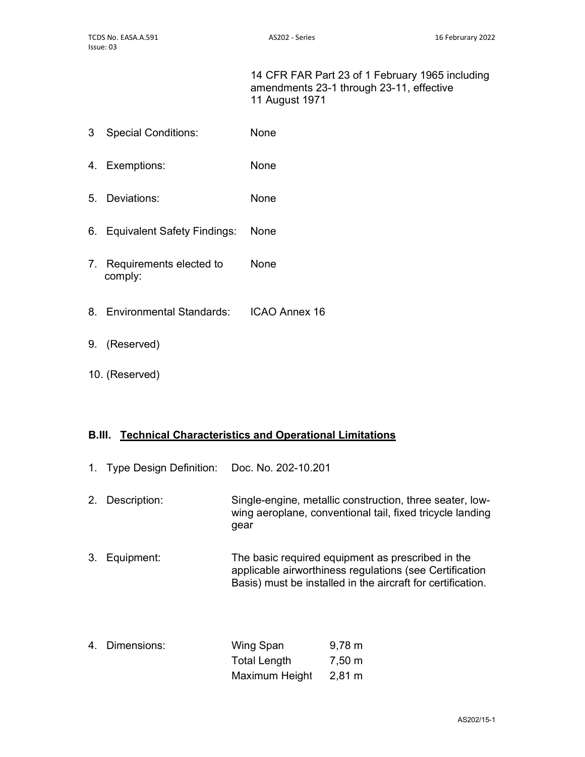14 CFR FAR Part 23 of 1 February 1965 including amendments 23-1 through 23-11, effective 11 August 1971

3 Special Conditions: None

4. Exemptions: None

5. Deviations: None

6. Equivalent Safety Findings: None

7. Requirements elected to comply: None

8. Environmental Standards: ICAO Annex 16

9. (Reserved)

10. (Reserved)

## B.III. Technical Characteristics and Operational Limitations

1. Type Design Definition: Doc. No. 202-10.201

2. Description: Single-engine, metallic construction, three seater, low-wing aeroplane, conventional tail, fixed tricycle landing gear

3. Equipment: The basic required equipment as prescribed in the applicable airworthiness regulations (see Certification Basis) must be installed in the aircraft for certification.

4. Dimensions:

| | |
|---|---|
| Wing Span | 9,78 m |
| Total Length | 7,50 m |
| Maximum Height | 2,81 m |

AS202/15-1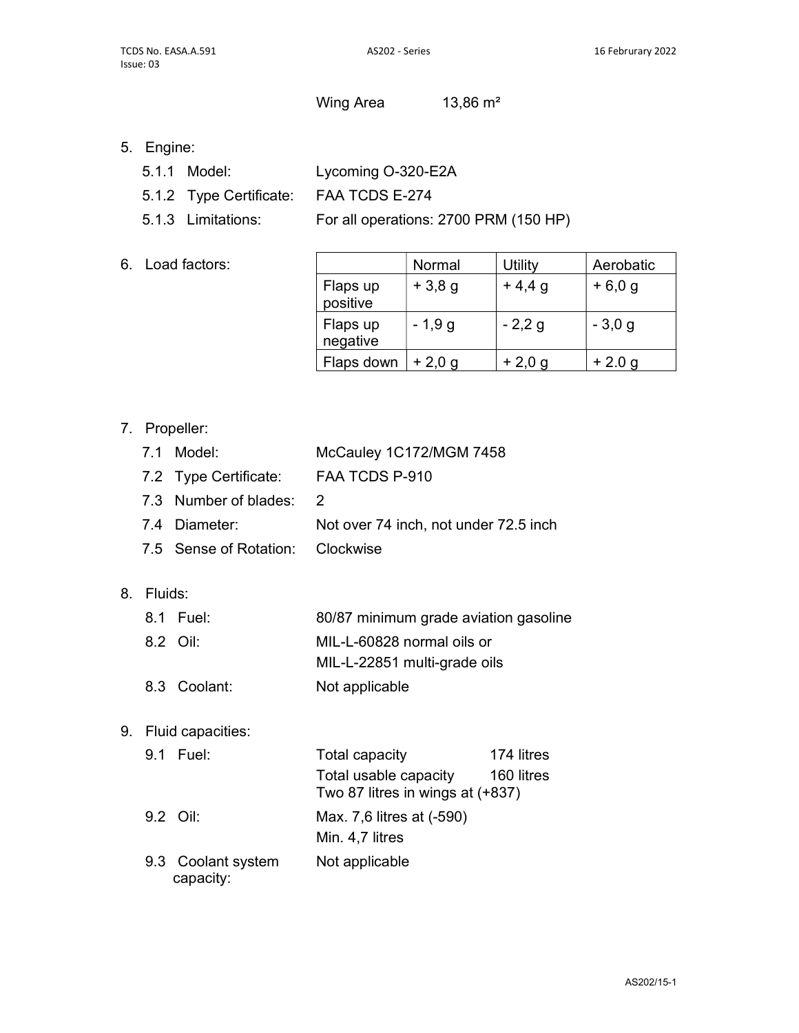Wing Area 13,86 m²

5. Engine:
   - 5.1.1 Model: Lycoming O-320-E2A
   - 5.1.2 Type Certificate: FAA TCDS E-274
   - 5.1.3 Limitations: For all operations: 2700 PRM (150 HP)

6. Load factors:

| | Normal | Utility | Aerobatic |
|---|---|---|---|
| Flaps up positive | + 3,8 g | + 4,4 g | + 6,0 g |
| Flaps up negative | - 1,9 g | - 2,2 g | - 3,0 g |
| Flaps down | + 2,0 g | + 2,0 g | + 2.0 g |

7. Propeller:
   - 7.1 Model: McCauley 1C172/MGM 7458
   - 7.2 Type Certificate: FAA TCDS P-910
   - 7.3 Number of blades: 2
   - 7.4 Diameter: Not over 74 inch, not under 72.5 inch
   - 7.5 Sense of Rotation: Clockwise

8. Fluids:
   - 8.1 Fuel: 80/87 minimum grade aviation gasoline
   - 8.2 Oil: MIL-L-60828 normal oils or MIL-L-22851 multi-grade oils
   - 8.3 Coolant: Not applicable

9. Fluid capacities:
   - 9.1 Fuel: Total capacity 174 litres
     Total usable capacity 160 litres
     Two 87 litres in wings at (+837)
   - 9.2 Oil: Max. 7,6 litres at (-590)
     Min. 4,7 litres
   - 9.3 Coolant system capacity: Not applicable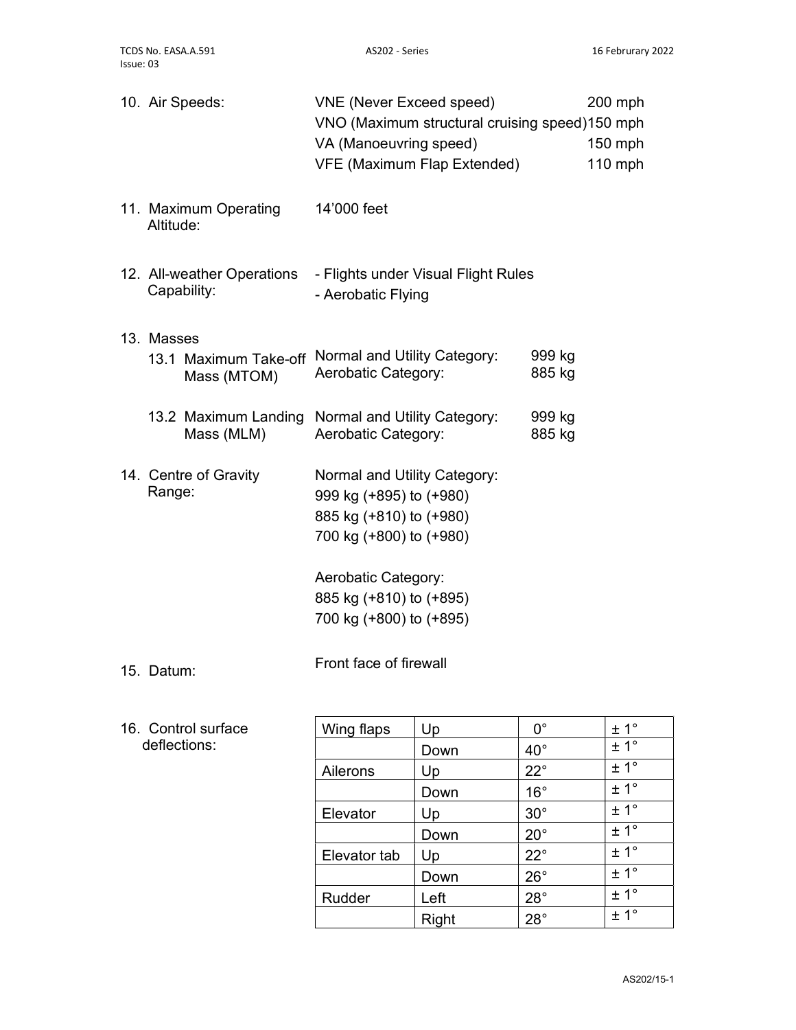10. Air Speeds:

| | |
|---|---|
| VNE (Never Exceed speed) | 200 mph |
| VNO (Maximum structural cruising speed) | 150 mph |
| VA (Manoeuvring speed) | 150 mph |
| VFE (Maximum Flap Extended) | 110 mph |

11. Maximum Operating Altitude: 14'000 feet

12. All-weather Operations Capability:
- Flights under Visual Flight Rules
- Aerobatic Flying

13. Masses

13.1 Maximum Take-off Mass (MTOM)

| | |
|---|---|
| Normal and Utility Category: | 999 kg |
| Aerobatic Category: | 885 kg |

13.2 Maximum Landing Mass (MLM)

| | |
|---|---|
| Normal and Utility Category: | 999 kg |
| Aerobatic Category: | 885 kg |

14. Centre of Gravity Range:

Normal and Utility Category:
999 kg (+895) to (+980)
885 kg (+810) to (+980)
700 kg (+800) to (+980)

Aerobatic Category:
885 kg (+810) to (+895)
700 kg (+800) to (+895)

15. Datum: Front face of firewall

16. Control surface deflections:

| | | | |
|---|---|---|---|
| Wing flaps | Up | 0° | ± 1° |
| | Down | 40° | ± 1° |
| Ailerons | Up | 22° | ± 1° |
| | Down | 16° | ± 1° |
| Elevator | Up | 30° | ± 1° |
| | Down | 20° | ± 1° |
| Elevator tab | Up | 22° | ± 1° |
| | Down | 26° | ± 1° |
| Rudder | Left | 28° | ± 1° |
| | Right | 28° | ± 1° |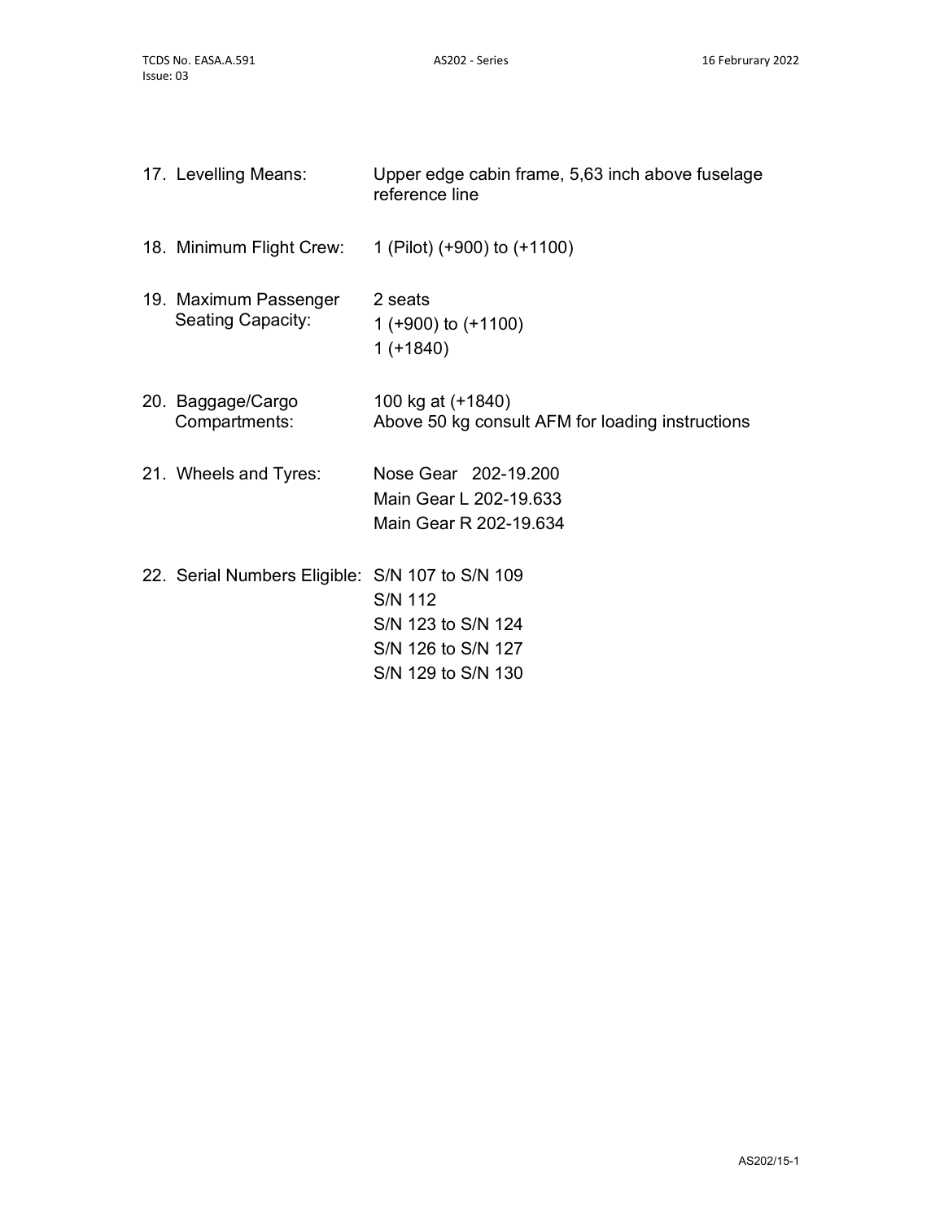| | |
|---|---|
| 17. Levelling Means: | Upper edge cabin frame, 5,63 inch above fuselage reference line |
| 18. Minimum Flight Crew: | 1 (Pilot) (+900) to (+1100) |
| 19. Maximum Passenger Seating Capacity: | 2 seats<br>1 (+900) to (+1100)<br>1 (+1840) |
| 20. Baggage/Cargo Compartments: | 100 kg at (+1840)<br>Above 50 kg consult AFM for loading instructions |
| 21. Wheels and Tyres: | Nose Gear 202-19.200<br>Main Gear L 202-19.633<br>Main Gear R 202-19.634 |
| 22. Serial Numbers Eligible: | S/N 107 to S/N 109<br>S/N 112<br>S/N 123 to S/N 124<br>S/N 126 to S/N 127<br>S/N 129 to S/N 130 |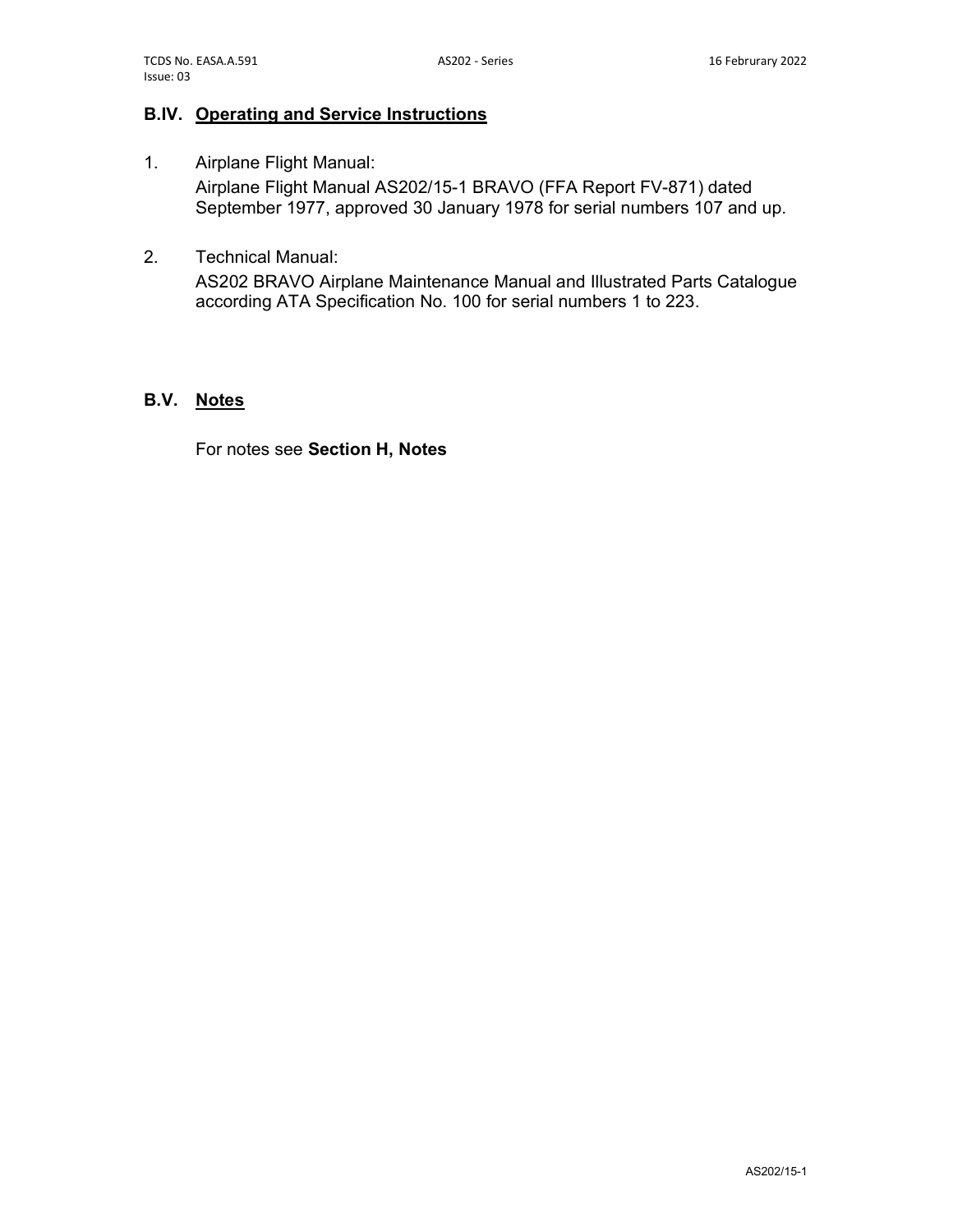## B.IV. Operating and Service Instructions

1. Airplane Flight Manual:
   Airplane Flight Manual AS202/15-1 BRAVO (FFA Report FV-871) dated September 1977, approved 30 January 1978 for serial numbers 107 and up.

2. Technical Manual:
   AS202 BRAVO Airplane Maintenance Manual and Illustrated Parts Catalogue according ATA Specification No. 100 for serial numbers 1 to 223.

## B.V. Notes

For notes see **Section H, Notes**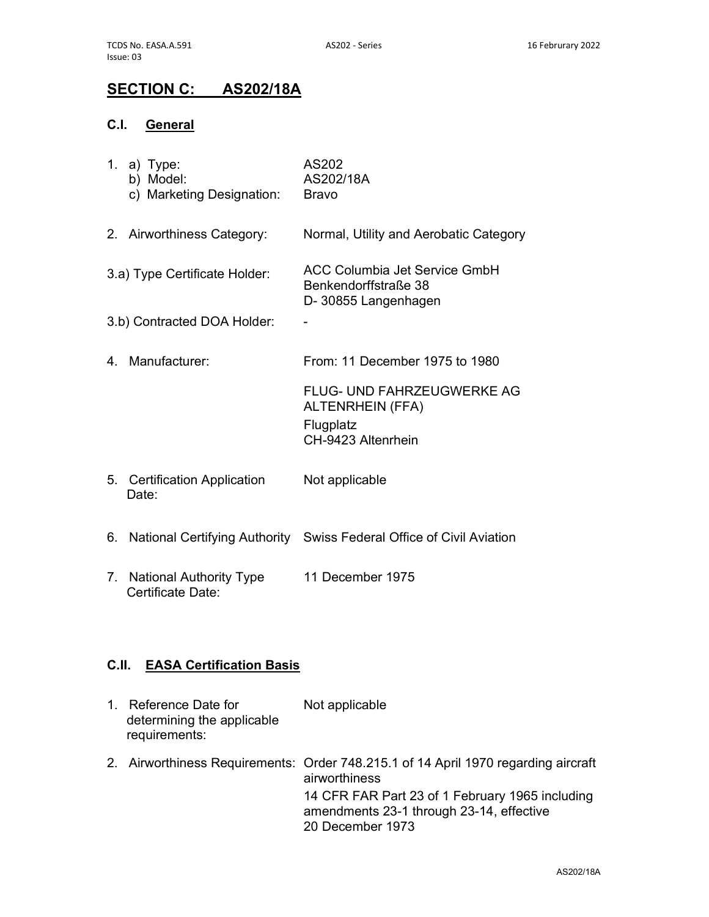## SECTION C: AS202/18A

### C.I. General

1. a) Type: AS202
   b) Model: AS202/18A
   c) Marketing Designation: Bravo

2. Airworthiness Category: Normal, Utility and Aerobatic Category

3.a) Type Certificate Holder: ACC Columbia Jet Service GmbH
Benkendorffstraße 38
D- 30855 Langenhagen

3.b) Contracted DOA Holder: -

4. Manufacturer: From: 11 December 1975 to 1980

   FLUG- UND FAHRZEUGWERKE AG ALTENRHEIN (FFA)
   Flugplatz
   CH-9423 Altenrhein

5. Certification Application Date: Not applicable

6. National Certifying Authority: Swiss Federal Office of Civil Aviation

7. National Authority Type Certificate Date: 11 December 1975

### C.II. EASA Certification Basis

1. Reference Date for determining the applicable requirements: Not applicable

2. Airworthiness Requirements: Order 748.215.1 of 14 April 1970 regarding aircraft airworthiness
   14 CFR FAR Part 23 of 1 February 1965 including amendments 23-1 through 23-14, effective 20 December 1973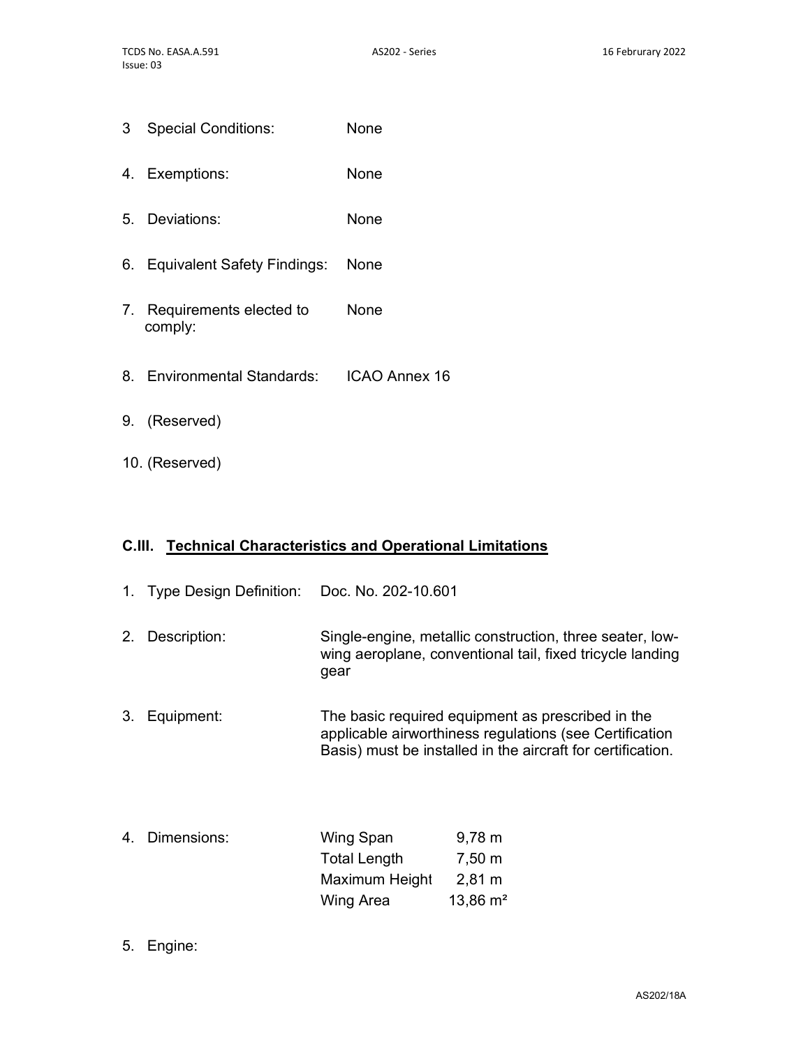3 Special Conditions: None

4. Exemptions: None

5. Deviations: None

6. Equivalent Safety Findings: None

7. Requirements elected to comply: None

8. Environmental Standards: ICAO Annex 16

9. (Reserved)

10. (Reserved)

## C.III. Technical Characteristics and Operational Limitations

1. Type Design Definition: Doc. No. 202-10.601

2. Description: Single-engine, metallic construction, three seater, low-wing aeroplane, conventional tail, fixed tricycle landing gear

3. Equipment: The basic required equipment as prescribed in the applicable airworthiness regulations (see Certification Basis) must be installed in the aircraft for certification.

4. Dimensions:

| | |
|---|---|
| Wing Span | 9,78 m |
| Total Length | 7,50 m |
| Maximum Height | 2,81 m |
| Wing Area | 13,86 m² |

5. Engine: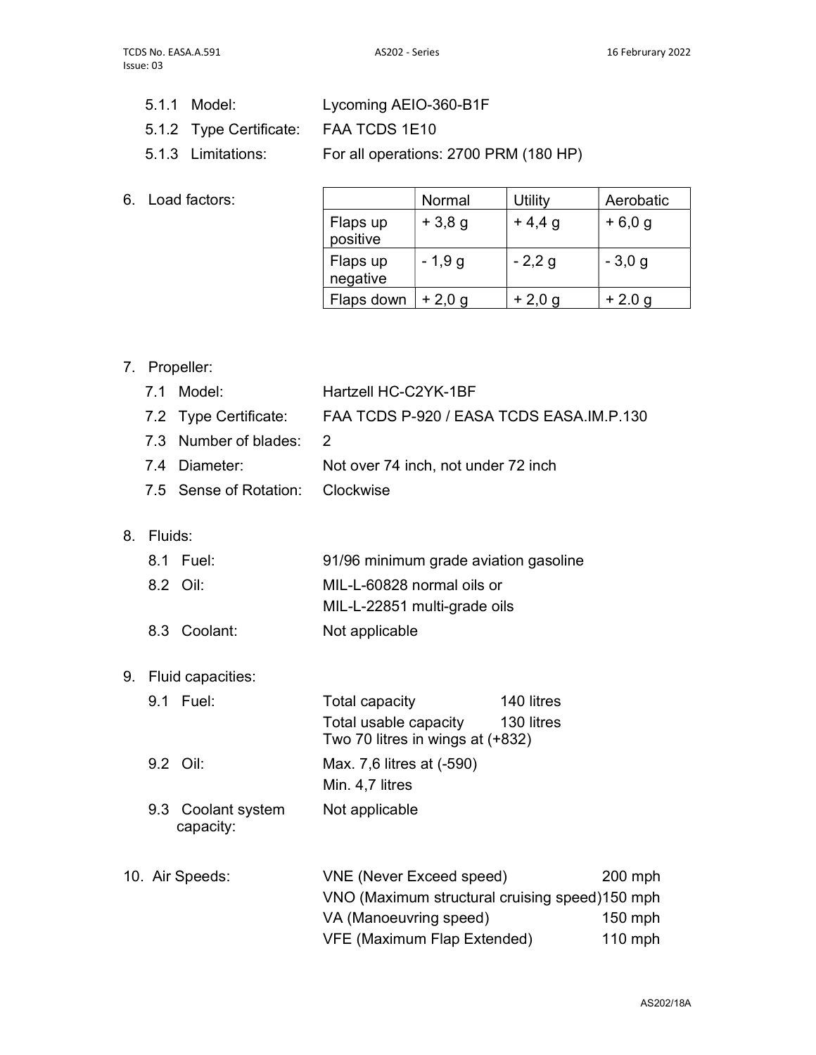5.1.1 Model: Lycoming AEIO-360-B1F

5.1.2 Type Certificate: FAA TCDS 1E10

5.1.3 Limitations: For all operations: 2700 PRM (180 HP)

6. Load factors:

| | Normal | Utility | Aerobatic |
|---|---|---|---|
| Flaps up positive | + 3,8 g | + 4,4 g | + 6,0 g |
| Flaps up negative | - 1,9 g | - 2,2 g | - 3,0 g |
| Flaps down | + 2,0 g | + 2,0 g | + 2.0 g |

7. Propeller:

7.1 Model: Hartzell HC-C2YK-1BF

7.2 Type Certificate: FAA TCDS P-920 / EASA TCDS EASA.IM.P.130

7.3 Number of blades: 2

7.4 Diameter: Not over 74 inch, not under 72 inch

7.5 Sense of Rotation: Clockwise

8. Fluids:

8.1 Fuel: 91/96 minimum grade aviation gasoline

8.2 Oil: MIL-L-60828 normal oils or
MIL-L-22851 multi-grade oils

8.3 Coolant: Not applicable

9. Fluid capacities:

9.1 Fuel: Total capacity 140 litres
Total usable capacity 130 litres
Two 70 litres in wings at (+832)

9.2 Oil: Max. 7,6 litres at (-590)
Min. 4,7 litres

9.3 Coolant system capacity: Not applicable

10. Air Speeds:

| | |
|---|---|
| VNE (Never Exceed speed) | 200 mph |
| VNO (Maximum structural cruising speed) | 150 mph |
| VA (Manoeuvring speed) | 150 mph |
| VFE (Maximum Flap Extended) | 110 mph |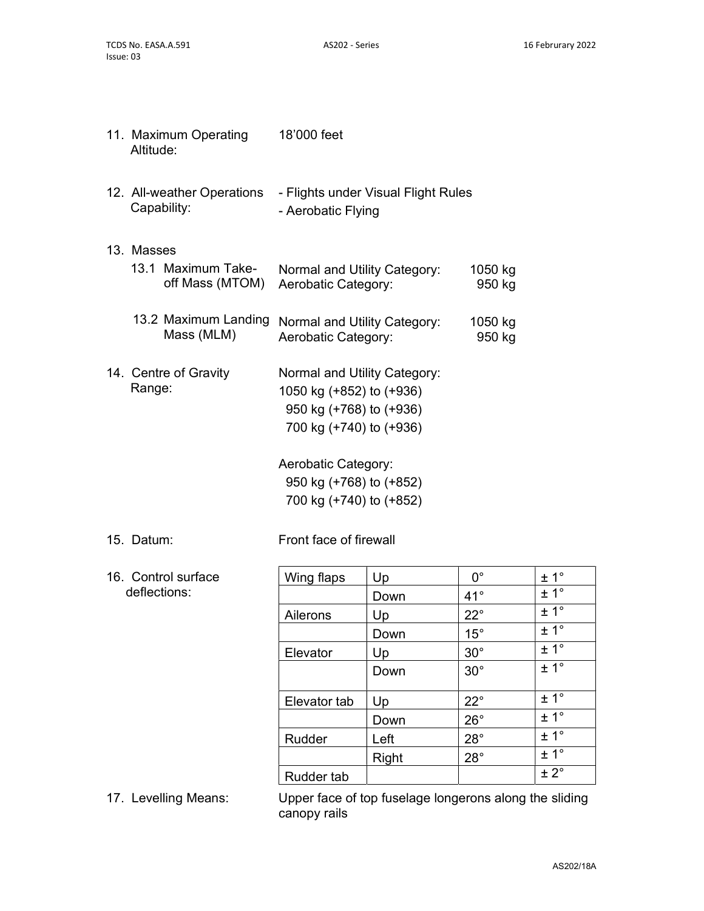11. Maximum Operating Altitude: 18'000 feet

12. All-weather Operations Capability:
    - Flights under Visual Flight Rules
    - Aerobatic Flying

13. Masses

    13.1 Maximum Take-off Mass (MTOM)

    | | |
    |---|---|
    | Normal and Utility Category: | 1050 kg |
    | Aerobatic Category: | 950 kg |

    13.2 Maximum Landing Mass (MLM)

    | | |
    |---|---|
    | Normal and Utility Category: | 1050 kg |
    | Aerobatic Category: | 950 kg |

14. Centre of Gravity Range:

    Normal and Utility Category:
    1050 kg (+852) to (+936)
    950 kg (+768) to (+936)
    700 kg (+740) to (+936)

    Aerobatic Category:
    950 kg (+768) to (+852)
    700 kg (+740) to (+852)

15. Datum: Front face of firewall

16. Control surface deflections:

| | | | |
|---|---|---|---|
| Wing flaps | Up | 0° | ± 1° |
| | Down | 41° | ± 1° |
| Ailerons | Up | 22° | ± 1° |
| | Down | 15° | ± 1° |
| Elevator | Up | 30° | ± 1° |
| | Down | 30° | ± 1° |
| Elevator tab | Up | 22° | ± 1° |
| | Down | 26° | ± 1° |
| Rudder | Left | 28° | ± 1° |
| | Right | 28° | ± 1° |
| Rudder tab | | | ± 2° |

17. Levelling Means: Upper face of top fuselage longerons along the sliding canopy rails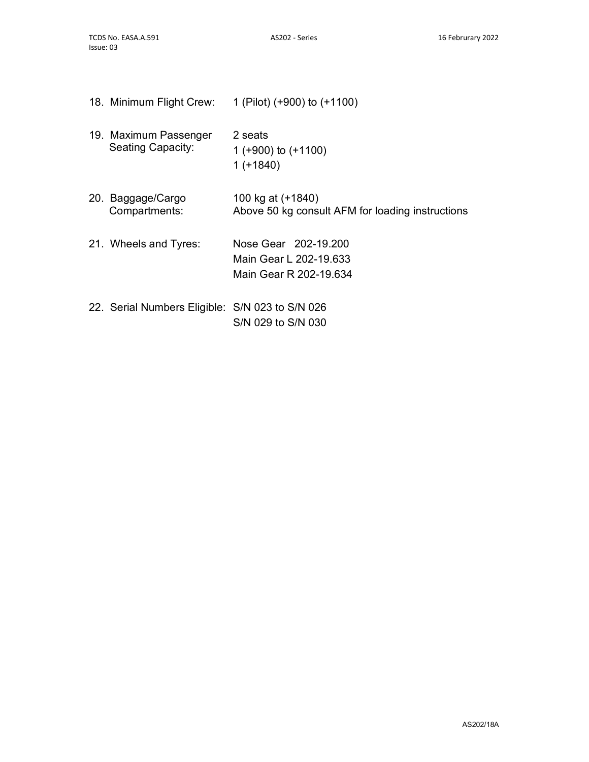18. Minimum Flight Crew: 1 (Pilot) (+900) to (+1100)

19. Maximum Passenger Seating Capacity: 2 seats
    1 (+900) to (+1100)
    1 (+1840)

20. Baggage/Cargo Compartments: 100 kg at (+1840)
    Above 50 kg consult AFM for loading instructions

21. Wheels and Tyres: Nose Gear 202-19.200
    Main Gear L 202-19.633
    Main Gear R 202-19.634

22. Serial Numbers Eligible: S/N 023 to S/N 026
    S/N 029 to S/N 030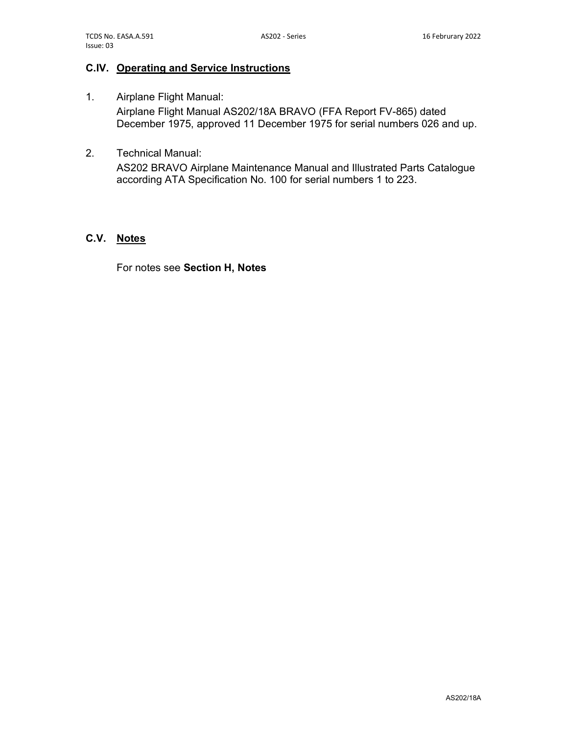## C.IV. Operating and Service Instructions

1. Airplane Flight Manual:

   Airplane Flight Manual AS202/18A BRAVO (FFA Report FV-865) dated December 1975, approved 11 December 1975 for serial numbers 026 and up.

2. Technical Manual:

   AS202 BRAVO Airplane Maintenance Manual and Illustrated Parts Catalogue according ATA Specification No. 100 for serial numbers 1 to 223.

## C.V. Notes

For notes see **Section H, Notes**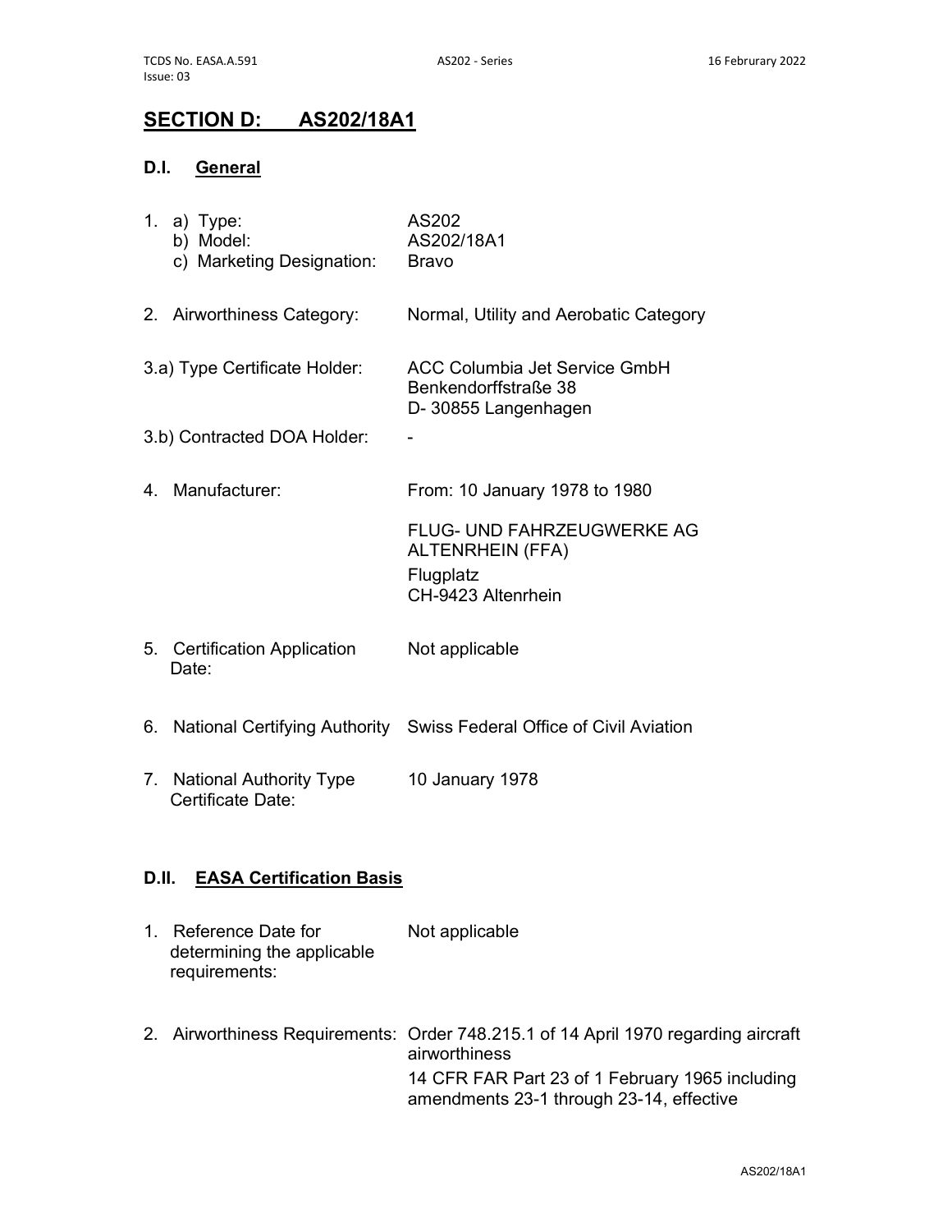## SECTION D: AS202/18A1

### D.I. General

| | |
|---|---|
| 1. a) Type: | AS202 |
| b) Model: | AS202/18A1 |
| c) Marketing Designation: | Bravo |
| 2. Airworthiness Category: | Normal, Utility and Aerobatic Category |
| 3.a) Type Certificate Holder: | ACC Columbia Jet Service GmbH<br>Benkendorffstraße 38<br>D- 30855 Langenhagen |
| 3.b) Contracted DOA Holder: | - |
| 4. Manufacturer: | From: 10 January 1978 to 1980<br><br>FLUG- UND FAHRZEUGWERKE AG ALTENRHEIN (FFA)<br>Flugplatz<br>CH-9423 Altenrhein |
| 5. Certification Application Date: | Not applicable |
| 6. National Certifying Authority | Swiss Federal Office of Civil Aviation |
| 7. National Authority Type Certificate Date: | 10 January 1978 |

### D.II. EASA Certification Basis

| | |
|---|---|
| 1. Reference Date for determining the applicable requirements: | Not applicable |
| 2. Airworthiness Requirements: | Order 748.215.1 of 14 April 1970 regarding aircraft airworthiness<br>14 CFR FAR Part 23 of 1 February 1965 including amendments 23-1 through 23-14, effective |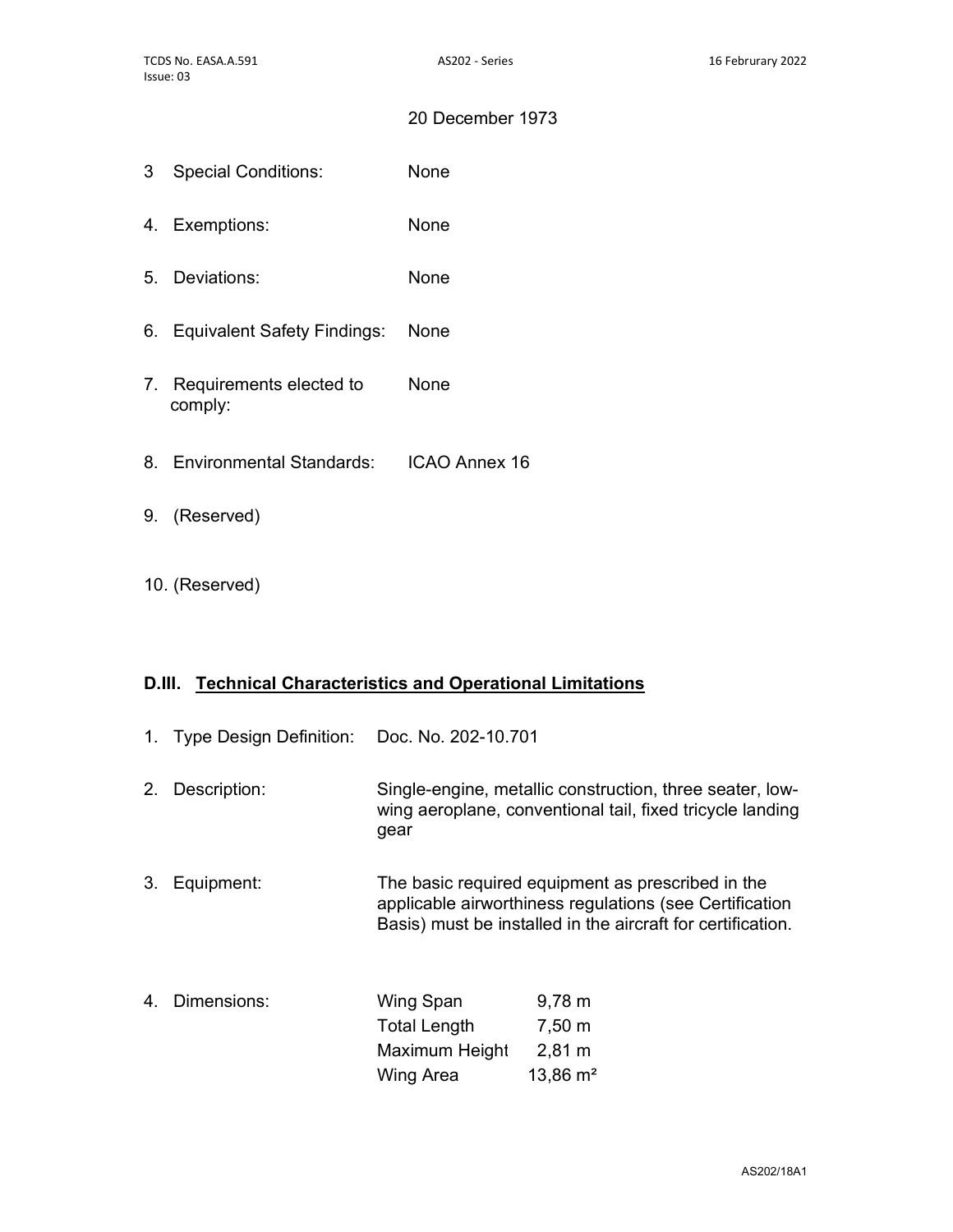20 December 1973

| | |
|---|---|
| 3 Special Conditions: | None |
| 4. Exemptions: | None |
| 5. Deviations: | None |
| 6. Equivalent Safety Findings: | None |
| 7. Requirements elected to comply: | None |
| 8. Environmental Standards: | ICAO Annex 16 |
| 9. (Reserved) | |
| 10. (Reserved) | |

## D.III. Technical Characteristics and Operational Limitations

1. Type Design Definition: Doc. No. 202-10.701

2. Description: Single-engine, metallic construction, three seater, low-wing aeroplane, conventional tail, fixed tricycle landing gear

3. Equipment: The basic required equipment as prescribed in the applicable airworthiness regulations (see Certification Basis) must be installed in the aircraft for certification.

4. Dimensions:

| | |
|---|---|
| Wing Span | 9,78 m |
| Total Length | 7,50 m |
| Maximum Height | 2,81 m |
| Wing Area | 13,86 m² |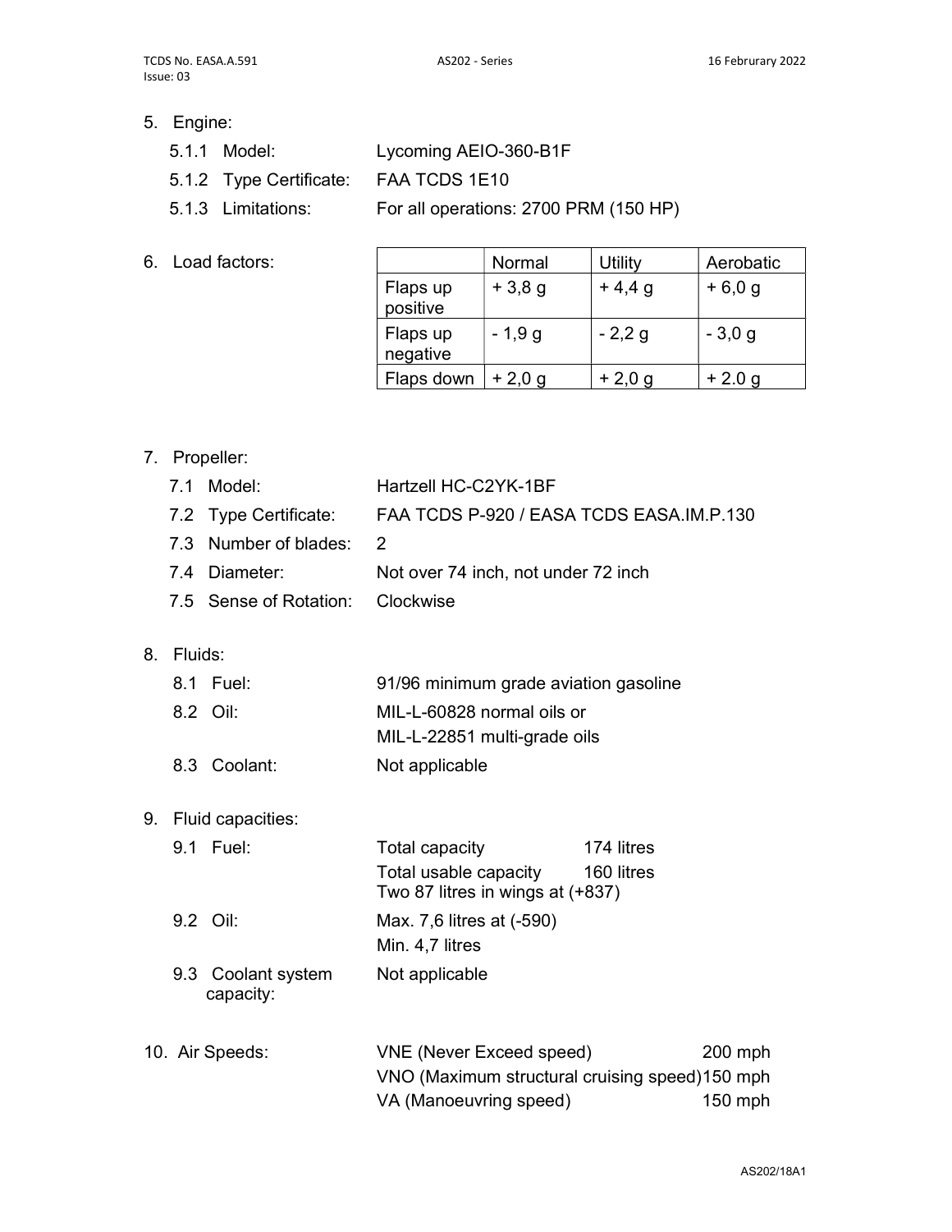5. Engine:

   5.1.1 Model: Lycoming AEIO-360-B1F

   5.1.2 Type Certificate: FAA TCDS 1E10

   5.1.3 Limitations: For all operations: 2700 PRM (150 HP)

6. Load factors:

|  | Normal | Utility | Aerobatic |
|---|---|---|---|
| Flaps up positive | + 3,8 g | + 4,4 g | + 6,0 g |
| Flaps up negative | - 1,9 g | - 2,2 g | - 3,0 g |
| Flaps down | + 2,0 g | + 2,0 g | + 2.0 g |

7. Propeller:

   7.1 Model: Hartzell HC-C2YK-1BF

   7.2 Type Certificate: FAA TCDS P-920 / EASA TCDS EASA.IM.P.130

   7.3 Number of blades: 2

   7.4 Diameter: Not over 74 inch, not under 72 inch

   7.5 Sense of Rotation: Clockwise

8. Fluids:

   8.1 Fuel: 91/96 minimum grade aviation gasoline

   8.2 Oil: MIL-L-60828 normal oils or MIL-L-22851 multi-grade oils

   8.3 Coolant: Not applicable

9. Fluid capacities:

   9.1 Fuel: Total capacity 174 litres
   Total usable capacity 160 litres
   Two 87 litres in wings at (+837)

   9.2 Oil: Max. 7,6 litres at (-590)
   Min. 4,7 litres

   9.3 Coolant system capacity: Not applicable

10. Air Speeds:

    VNE (Never Exceed speed) 200 mph

    VNO (Maximum structural cruising speed) 150 mph

    VA (Manoeuvring speed) 150 mph

AS202/18A1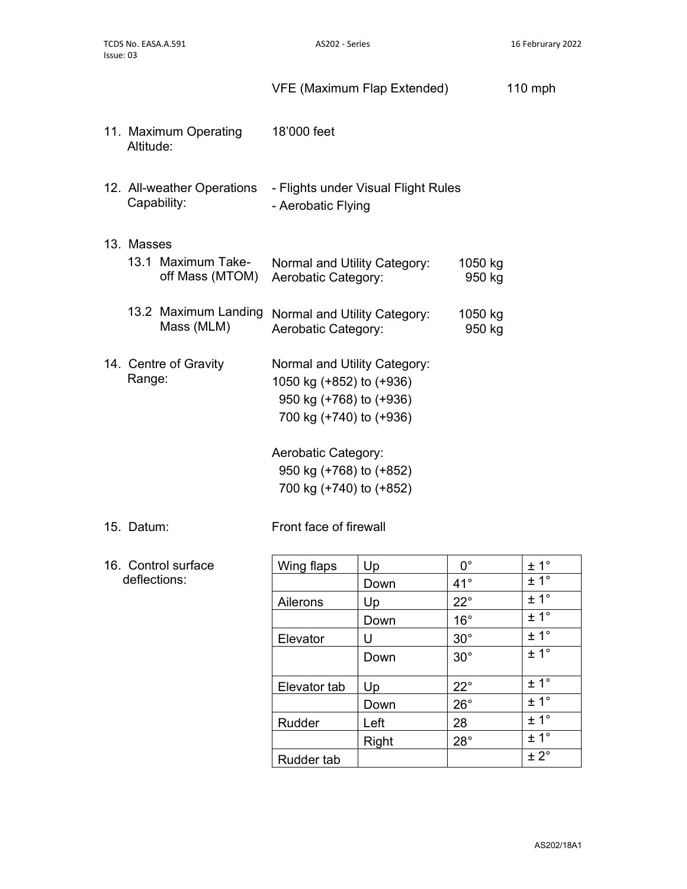VFE (Maximum Flap Extended) 110 mph

11. Maximum Operating Altitude: 18'000 feet

12. All-weather Operations Capability:
- Flights under Visual Flight Rules
- Aerobatic Flying

13. Masses

13.1 Maximum Take-off Mass (MTOM)

| | |
|---|---|
| Normal and Utility Category: | 1050 kg |
| Aerobatic Category: | 950 kg |

13.2 Maximum Landing Mass (MLM)

| | |
|---|---|
| Normal and Utility Category: | 1050 kg |
| Aerobatic Category: | 950 kg |

14. Centre of Gravity Range:

Normal and Utility Category:
1050 kg (+852) to (+936)
950 kg (+768) to (+936)
700 kg (+740) to (+936)

Aerobatic Category:
950 kg (+768) to (+852)
700 kg (+740) to (+852)

15. Datum: Front face of firewall

16. Control surface deflections:

| | | | |
|---|---|---|---|
| Wing flaps | Up | 0° | ± 1° |
| | Down | 41° | ± 1° |
| Ailerons | Up | 22° | ± 1° |
| | Down | 16° | ± 1° |
| Elevator | U | 30° | ± 1° |
| | Down | 30° | ± 1° |
| Elevator tab | Up | 22° | ± 1° |
| | Down | 26° | ± 1° |
| Rudder | Left | 28 | ± 1° |
| | Right | 28° | ± 1° |
| Rudder tab | | | ± 2° |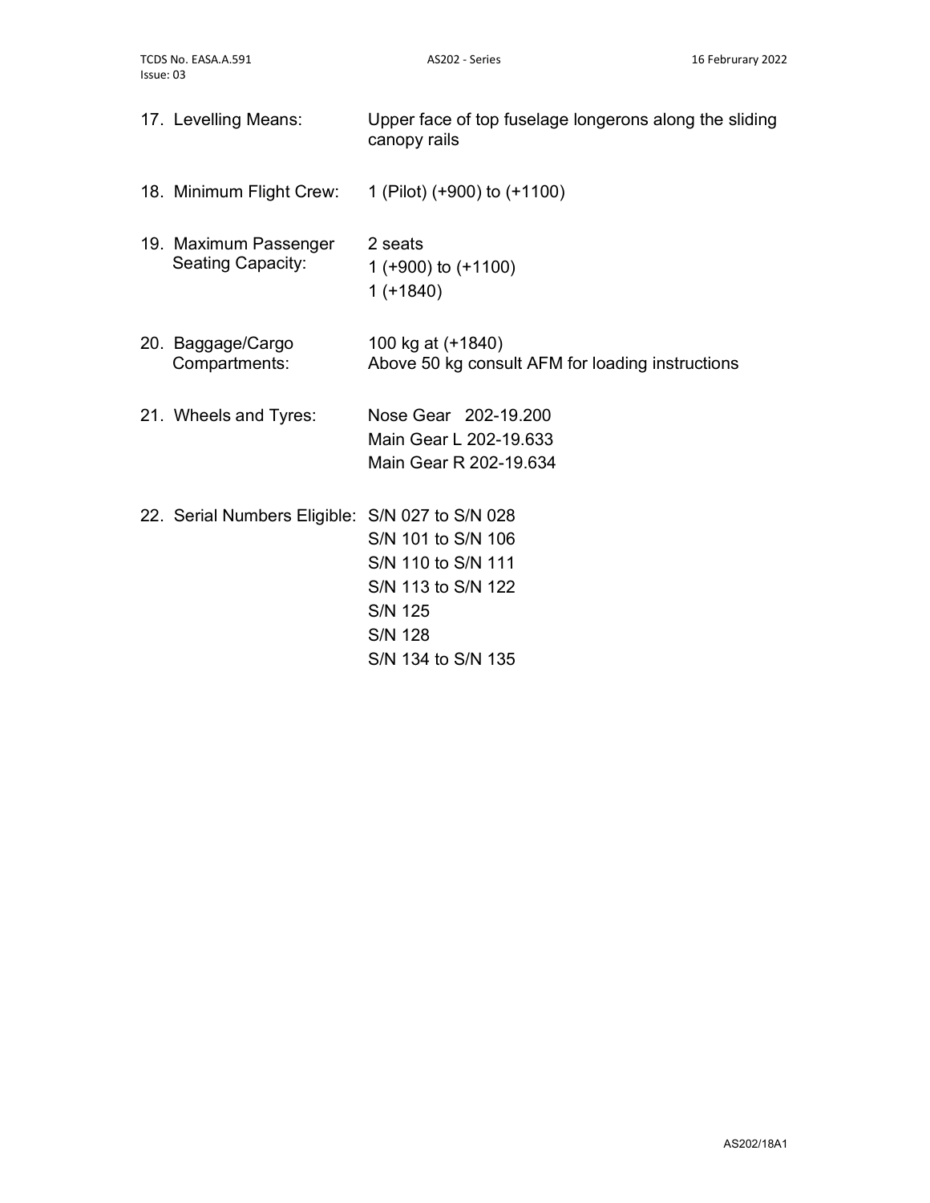17. Levelling Means: Upper face of top fuselage longerons along the sliding canopy rails

18. Minimum Flight Crew: 1 (Pilot) (+900) to (+1100)

19. Maximum Passenger Seating Capacity: 2 seats
    1 (+900) to (+1100)
    1 (+1840)

20. Baggage/Cargo Compartments: 100 kg at (+1840)
    Above 50 kg consult AFM for loading instructions

21. Wheels and Tyres: Nose Gear 202-19.200
    Main Gear L 202-19.633
    Main Gear R 202-19.634

22. Serial Numbers Eligible: S/N 027 to S/N 028
    S/N 101 to S/N 106
    S/N 110 to S/N 111
    S/N 113 to S/N 122
    S/N 125
    S/N 128
    S/N 134 to S/N 135

AS202/18A1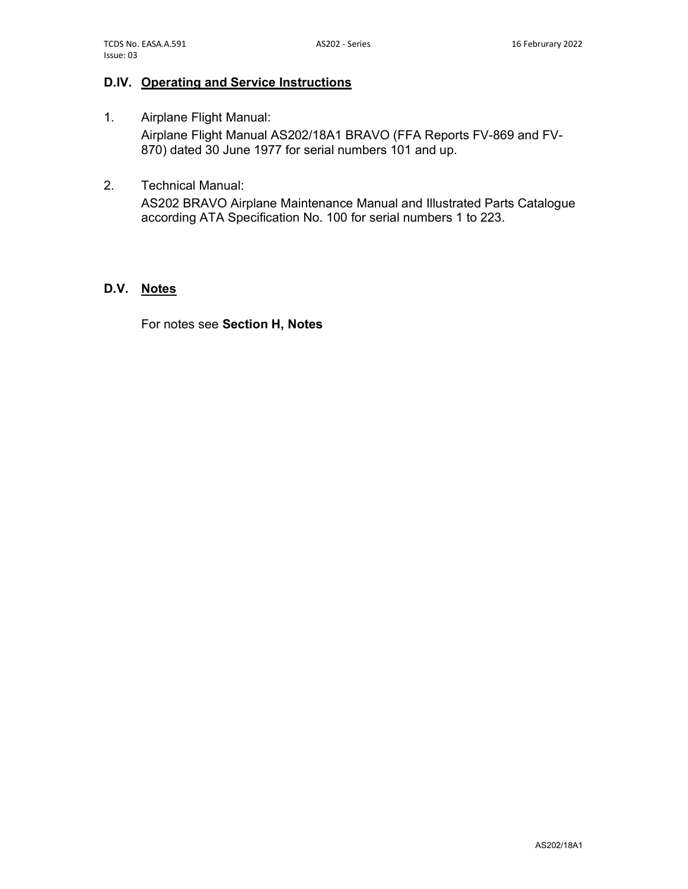## D.IV. Operating and Service Instructions

1. Airplane Flight Manual:

   Airplane Flight Manual AS202/18A1 BRAVO (FFA Reports FV-869 and FV-870) dated 30 June 1977 for serial numbers 101 and up.

2. Technical Manual:

   AS202 BRAVO Airplane Maintenance Manual and Illustrated Parts Catalogue according ATA Specification No. 100 for serial numbers 1 to 223.

## D.V. Notes

For notes see **Section H, Notes**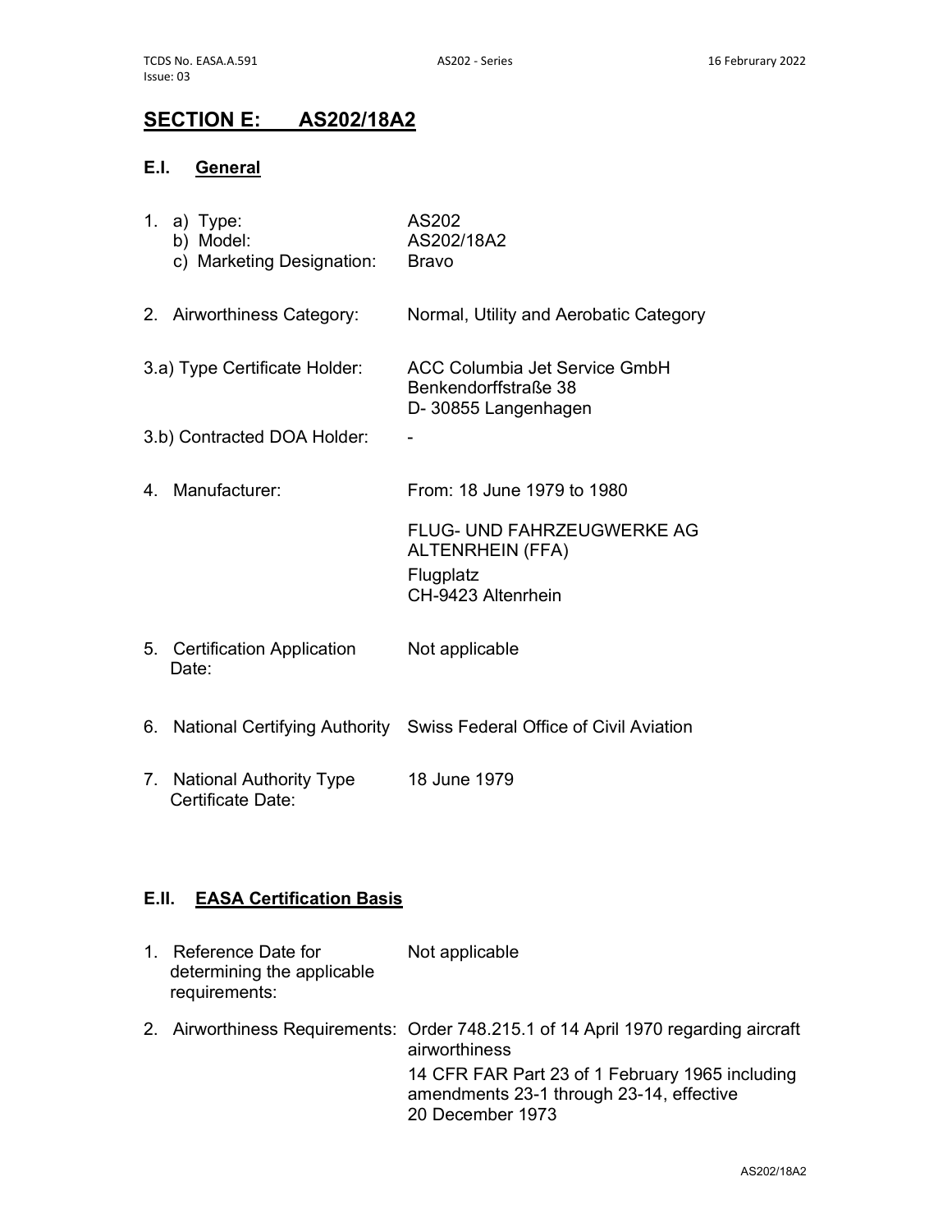## SECTION E: AS202/18A2

### E.I. General

| | |
|---|---|
| 1. a) Type: | AS202 |
| b) Model: | AS202/18A2 |
| c) Marketing Designation: | Bravo |
| 2. Airworthiness Category: | Normal, Utility and Aerobatic Category |
| 3.a) Type Certificate Holder: | ACC Columbia Jet Service GmbH<br>Benkendorffstraße 38<br>D- 30855 Langenhagen |
| 3.b) Contracted DOA Holder: | - |
| 4. Manufacturer: | From: 18 June 1979 to 1980<br><br>FLUG- UND FAHRZEUGWERKE AG ALTENRHEIN (FFA)<br>Flugplatz<br>CH-9423 Altenrhein |
| 5. Certification Application Date: | Not applicable |
| 6. National Certifying Authority | Swiss Federal Office of Civil Aviation |
| 7. National Authority Type Certificate Date: | 18 June 1979 |

### E.II. EASA Certification Basis

| | |
|---|---|
| 1. Reference Date for determining the applicable requirements: | Not applicable |
| 2. Airworthiness Requirements: | Order 748.215.1 of 14 April 1970 regarding aircraft airworthiness<br><br>14 CFR FAR Part 23 of 1 February 1965 including amendments 23-1 through 23-14, effective 20 December 1973 |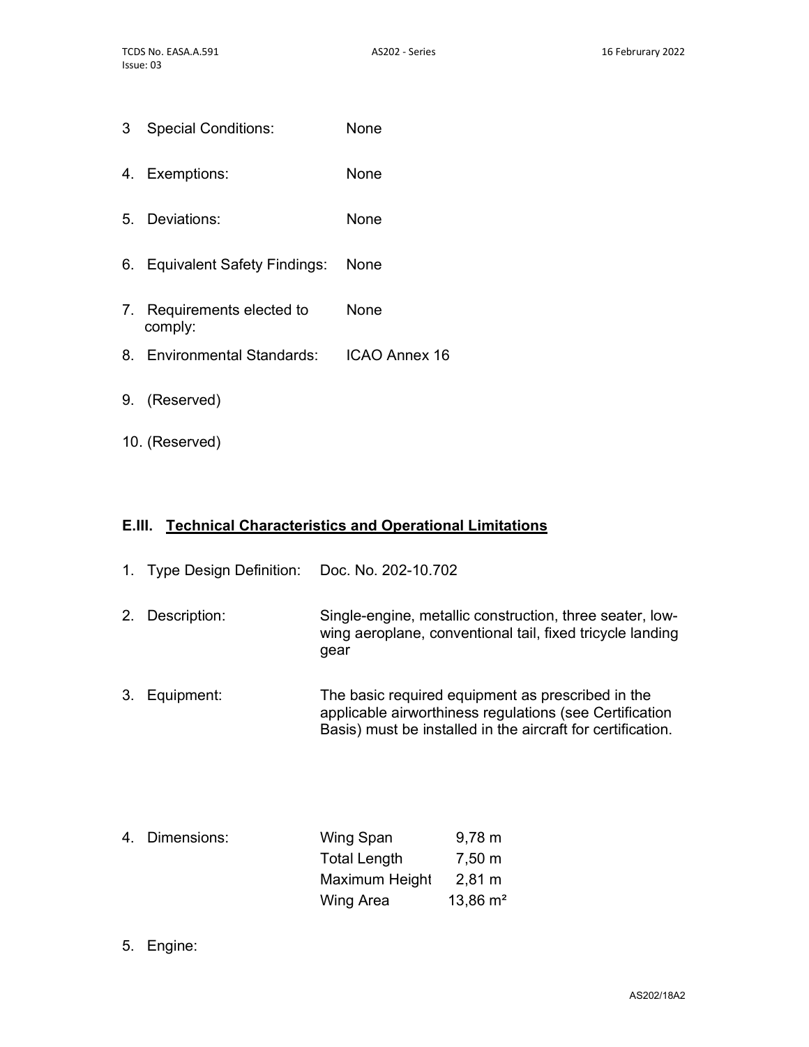3 Special Conditions: None

4. Exemptions: None

5. Deviations: None

6. Equivalent Safety Findings: None

7. Requirements elected to comply: None

8. Environmental Standards: ICAO Annex 16

9. (Reserved)

10. (Reserved)

## E.III. Technical Characteristics and Operational Limitations

1. Type Design Definition: Doc. No. 202-10.702

2. Description: Single-engine, metallic construction, three seater, low-wing aeroplane, conventional tail, fixed tricycle landing gear

3. Equipment: The basic required equipment as prescribed in the applicable airworthiness regulations (see Certification Basis) must be installed in the aircraft for certification.

4. Dimensions:

| | |
|---|---|
| Wing Span | 9,78 m |
| Total Length | 7,50 m |
| Maximum Height | 2,81 m |
| Wing Area | 13,86 m² |

5. Engine: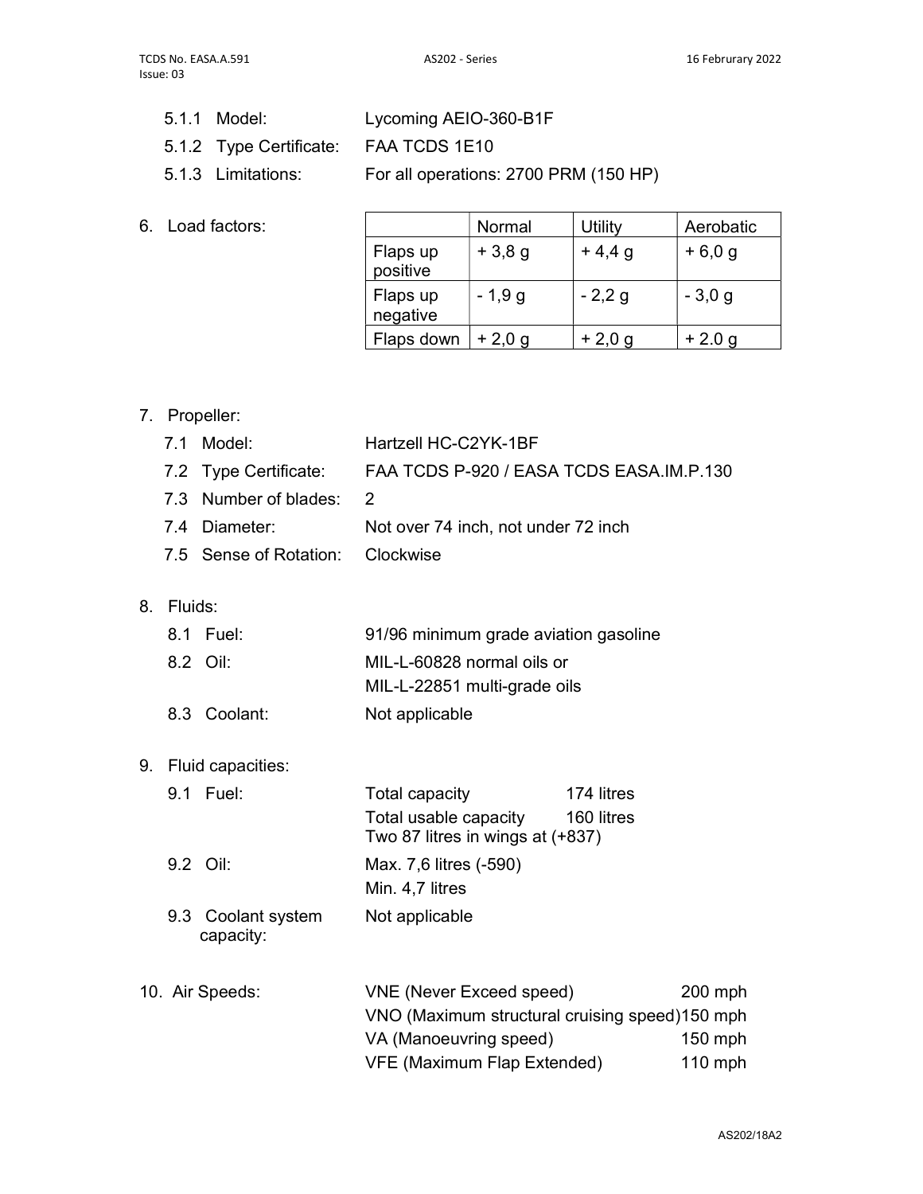5.1.1 Model: Lycoming AEIO-360-B1F

5.1.2 Type Certificate: FAA TCDS 1E10

5.1.3 Limitations: For all operations: 2700 PRM (150 HP)

6. Load factors:

| | Normal | Utility | Aerobatic |
|---|---|---|---|
| Flaps up positive | + 3,8 g | + 4,4 g | + 6,0 g |
| Flaps up negative | - 1,9 g | - 2,2 g | - 3,0 g |
| Flaps down | + 2,0 g | + 2,0 g | + 2.0 g |

7. Propeller:

7.1 Model: Hartzell HC-C2YK-1BF

7.2 Type Certificate: FAA TCDS P-920 / EASA TCDS EASA.IM.P.130

7.3 Number of blades: 2

7.4 Diameter: Not over 74 inch, not under 72 inch

7.5 Sense of Rotation: Clockwise

8. Fluids:

8.1 Fuel: 91/96 minimum grade aviation gasoline

8.2 Oil: MIL-L-60828 normal oils or
MIL-L-22851 multi-grade oils

8.3 Coolant: Not applicable

9. Fluid capacities:

9.1 Fuel: Total capacity 174 litres
Total usable capacity 160 litres
Two 87 litres in wings at (+837)

9.2 Oil: Max. 7,6 litres (-590)
Min. 4,7 litres

9.3 Coolant system capacity: Not applicable

10. Air Speeds:

| | |
|---|---|
| VNE (Never Exceed speed) | 200 mph |
| VNO (Maximum structural cruising speed) | 150 mph |
| VA (Manoeuvring speed) | 150 mph |
| VFE (Maximum Flap Extended) | 110 mph |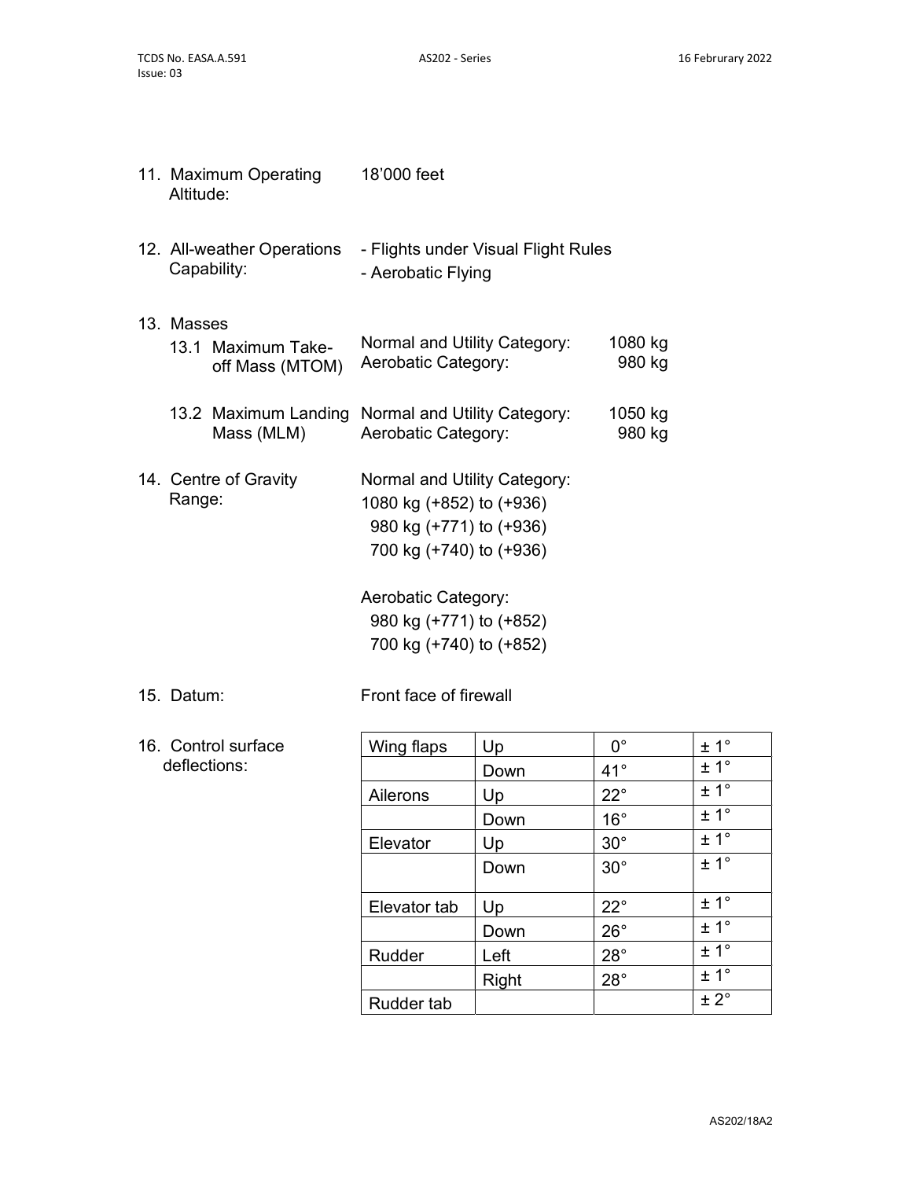11. Maximum Operating Altitude: 18'000 feet

12. All-weather Operations Capability:
    - Flights under Visual Flight Rules
    - Aerobatic Flying

13. Masses

    13.1 Maximum Take-off Mass (MTOM)

    | | |
    |---|---|
    | Normal and Utility Category: | 1080 kg |
    | Aerobatic Category: | 980 kg |

    13.2 Maximum Landing Mass (MLM)

    | | |
    |---|---|
    | Normal and Utility Category: | 1050 kg |
    | Aerobatic Category: | 980 kg |

14. Centre of Gravity Range:

    Normal and Utility Category:
    1080 kg (+852) to (+936)
    980 kg (+771) to (+936)
    700 kg (+740) to (+936)

    Aerobatic Category:
    980 kg (+771) to (+852)
    700 kg (+740) to (+852)

15. Datum: Front face of firewall

16. Control surface deflections:

| Wing flaps | Up | 0° | ± 1° |
|---|---|---|---|
| | Down | 41° | ± 1° |
| Ailerons | Up | 22° | ± 1° |
| | Down | 16° | ± 1° |
| Elevator | Up | 30° | ± 1° |
| | Down | 30° | ± 1° |
| Elevator tab | Up | 22° | ± 1° |
| | Down | 26° | ± 1° |
| Rudder | Left | 28° | ± 1° |
| | Right | 28° | ± 1° |
| Rudder tab | | | ± 2° |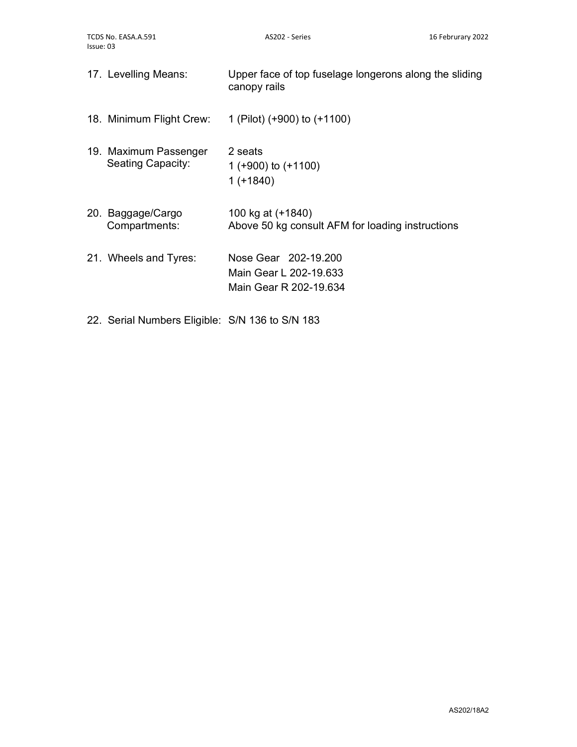17. Levelling Means: Upper face of top fuselage longerons along the sliding canopy rails

18. Minimum Flight Crew: 1 (Pilot) (+900) to (+1100)

19. Maximum Passenger Seating Capacity: 2 seats
    1 (+900) to (+1100)
    1 (+1840)

20. Baggage/Cargo Compartments: 100 kg at (+1840)
    Above 50 kg consult AFM for loading instructions

21. Wheels and Tyres: Nose Gear 202-19.200
    Main Gear L 202-19.633
    Main Gear R 202-19.634

22. Serial Numbers Eligible: S/N 136 to S/N 183

AS202/18A2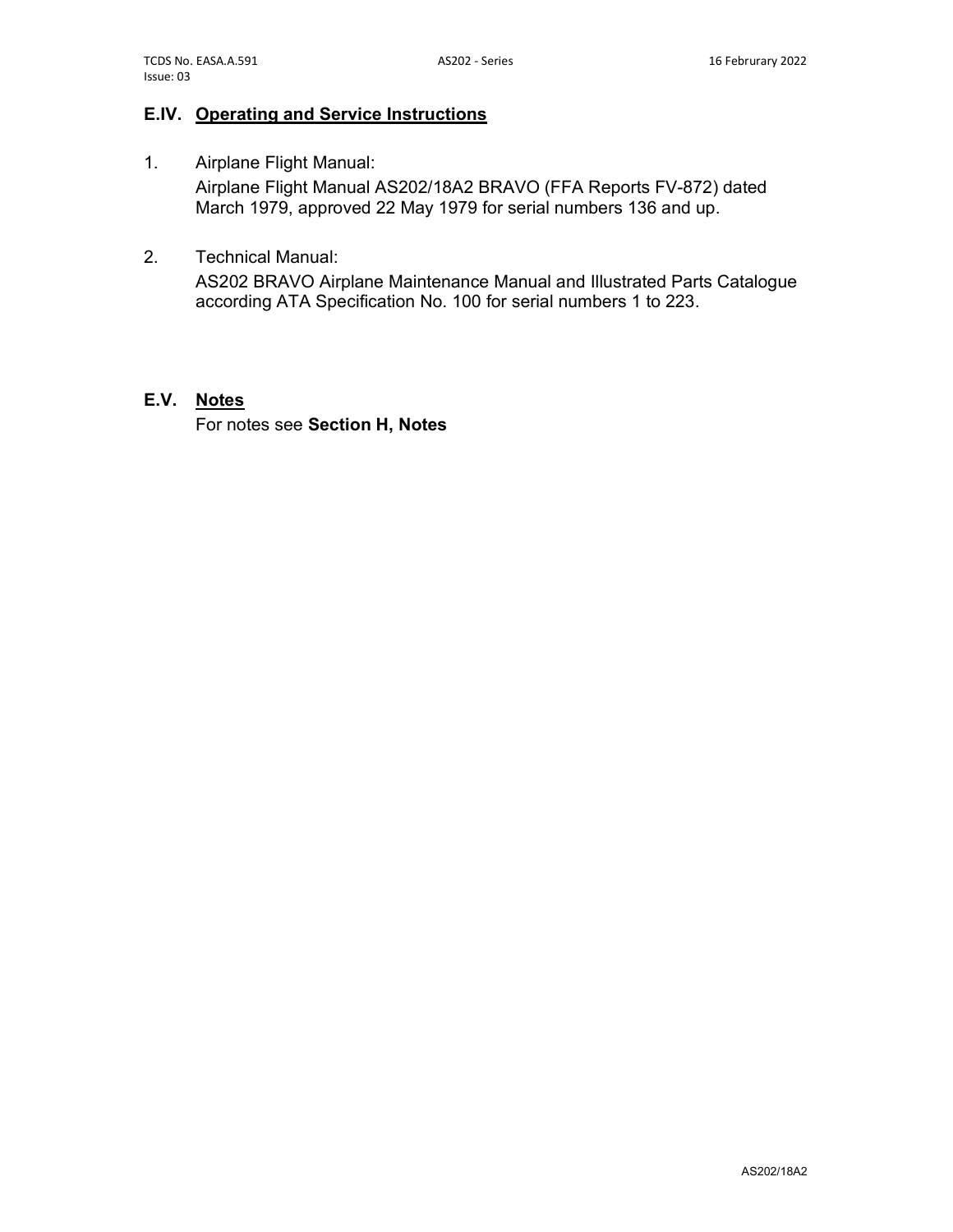## E.IV. Operating and Service Instructions

1. Airplane Flight Manual:

   Airplane Flight Manual AS202/18A2 BRAVO (FFA Reports FV-872) dated March 1979, approved 22 May 1979 for serial numbers 136 and up.

2. Technical Manual:

   AS202 BRAVO Airplane Maintenance Manual and Illustrated Parts Catalogue according ATA Specification No. 100 for serial numbers 1 to 223.

## E.V. Notes

For notes see **Section H, Notes**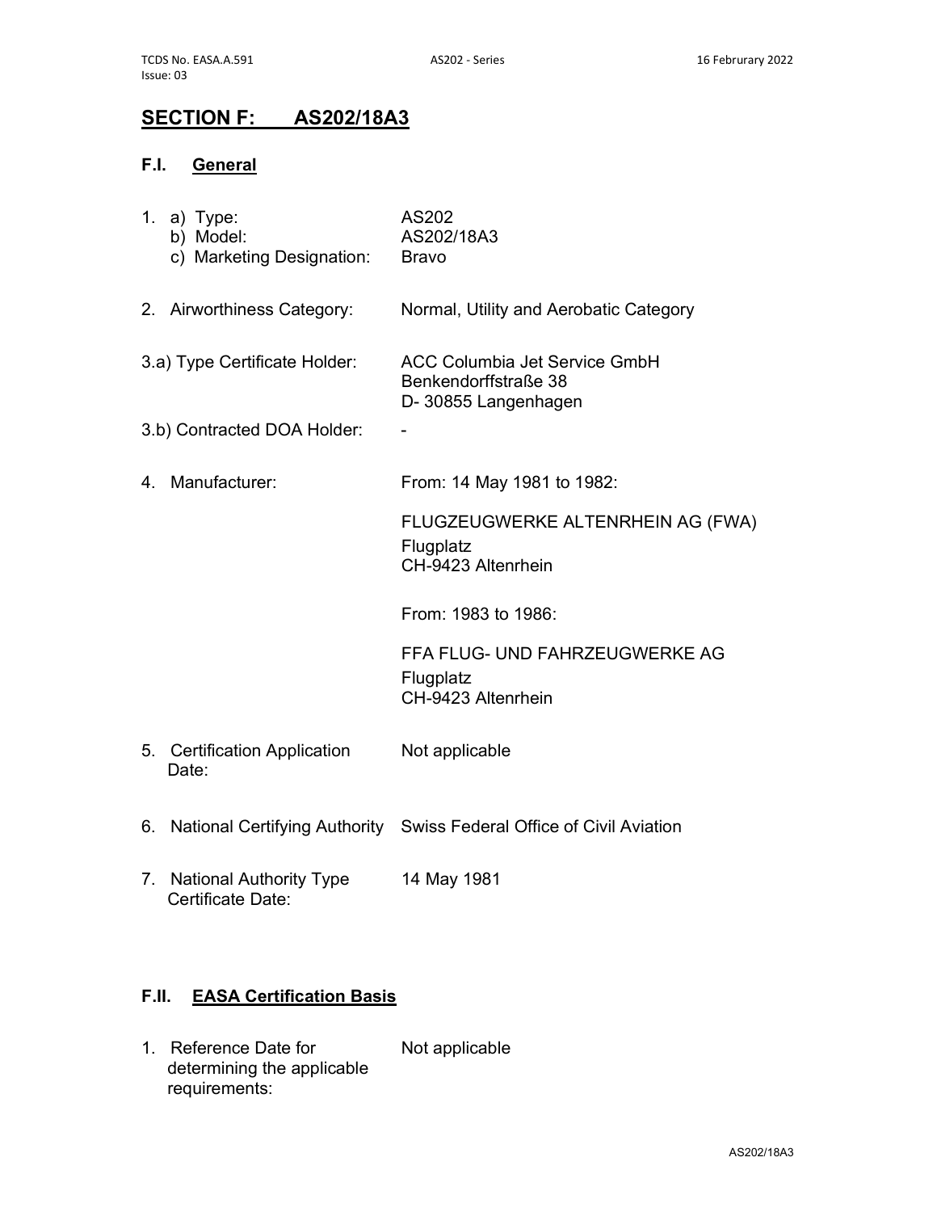## SECTION F: AS202/18A3

### F.I. General

1. a) Type: AS202
   b) Model: AS202/18A3
   c) Marketing Designation: Bravo

2. Airworthiness Category: Normal, Utility and Aerobatic Category

3.a) Type Certificate Holder: ACC Columbia Jet Service GmbH
Benkendorffstraße 38
D- 30855 Langenhagen

3.b) Contracted DOA Holder: -

4. Manufacturer: From: 14 May 1981 to 1982:

   FLUGZEUGWERKE ALTENRHEIN AG (FWA)
   Flugplatz
   CH-9423 Altenrhein

   From: 1983 to 1986:

   FFA FLUG- UND FAHRZEUGWERKE AG
   Flugplatz
   CH-9423 Altenrhein

5. Certification Application Date: Not applicable

6. National Certifying Authority: Swiss Federal Office of Civil Aviation

7. National Authority Type Certificate Date: 14 May 1981

### F.II. EASA Certification Basis

1. Reference Date for determining the applicable requirements: Not applicable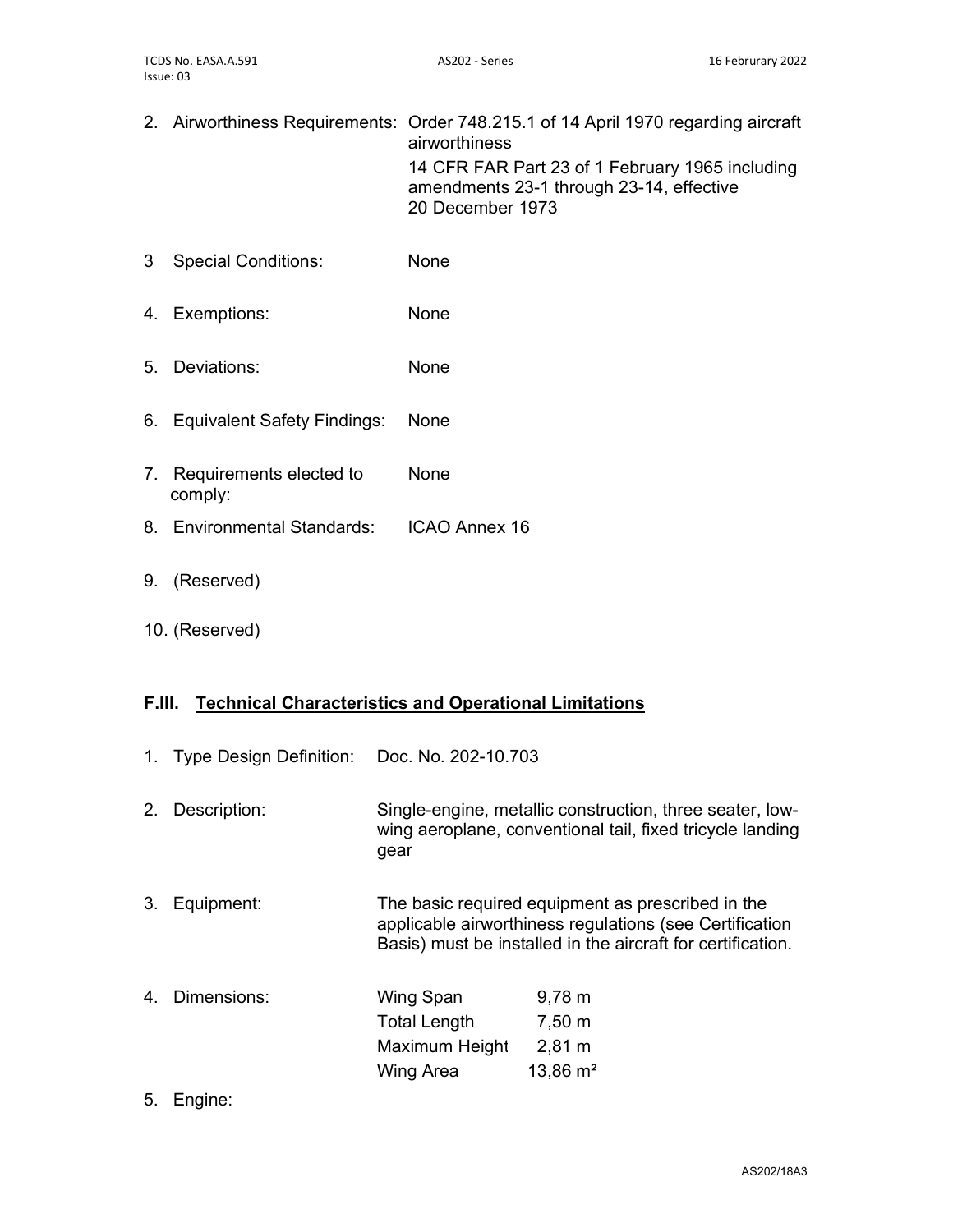2. Airworthiness Requirements: Order 748.215.1 of 14 April 1970 regarding aircraft airworthiness

   14 CFR FAR Part 23 of 1 February 1965 including amendments 23-1 through 23-14, effective 20 December 1973

3 Special Conditions: None

4. Exemptions: None

5. Deviations: None

6. Equivalent Safety Findings: None

7. Requirements elected to comply: None

8. Environmental Standards: ICAO Annex 16

9. (Reserved)

10. (Reserved)

## F.III. Technical Characteristics and Operational Limitations

1. Type Design Definition: Doc. No. 202-10.703

2. Description: Single-engine, metallic construction, three seater, low-wing aeroplane, conventional tail, fixed tricycle landing gear

3. Equipment: The basic required equipment as prescribed in the applicable airworthiness regulations (see Certification Basis) must be installed in the aircraft for certification.

4. Dimensions:

| | |
|---|---|
| Wing Span | 9,78 m |
| Total Length | 7,50 m |
| Maximum Height | 2,81 m |
| Wing Area | 13,86 m² |

5. Engine: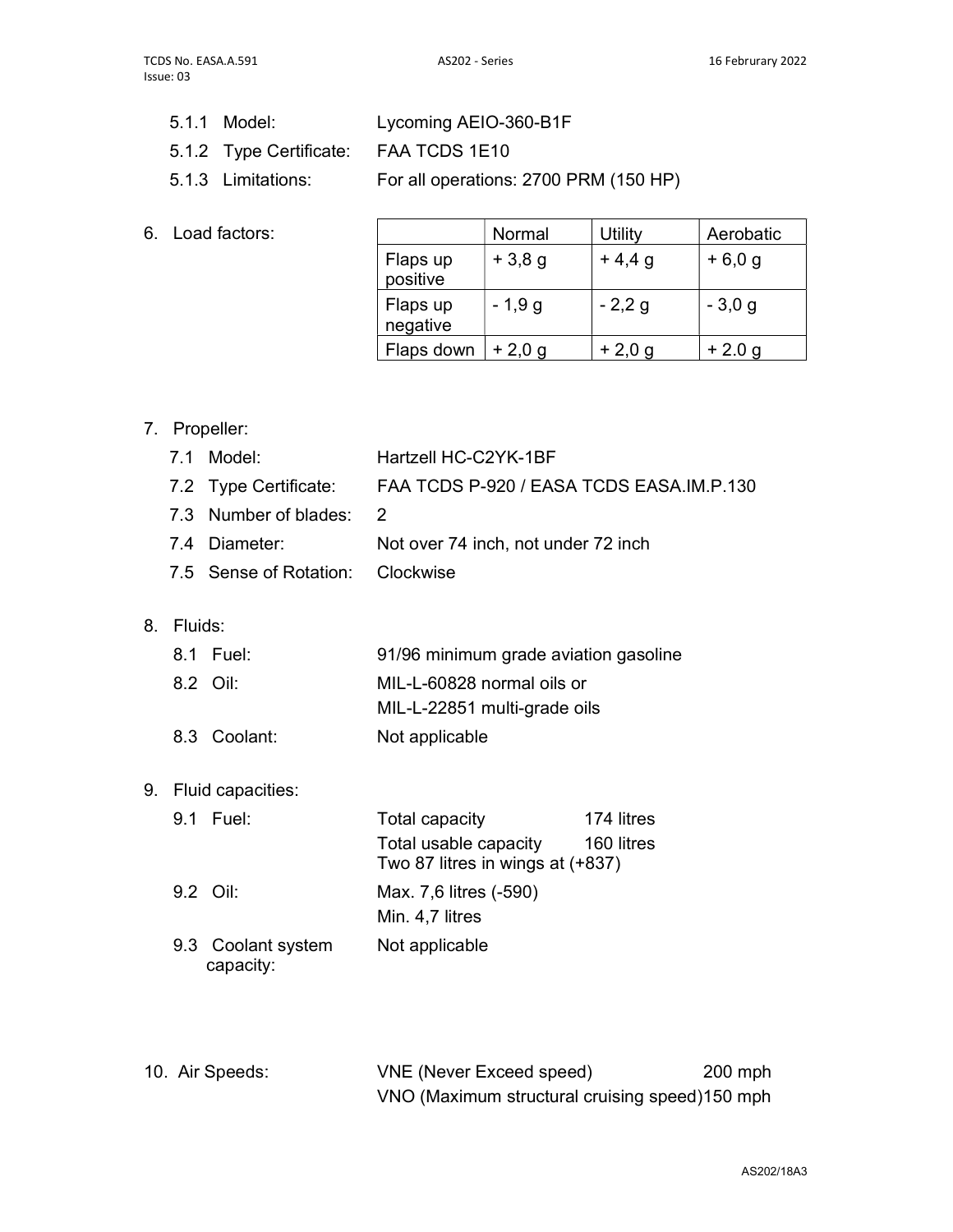5.1.1 Model: Lycoming AEIO-360-B1F

5.1.2 Type Certificate: FAA TCDS 1E10

5.1.3 Limitations: For all operations: 2700 PRM (150 HP)

6. Load factors:

| | Normal | Utility | Aerobatic |
|---|---|---|---|
| Flaps up positive | + 3,8 g | + 4,4 g | + 6,0 g |
| Flaps up negative | - 1,9 g | - 2,2 g | - 3,0 g |
| Flaps down | + 2,0 g | + 2,0 g | + 2.0 g |

7. Propeller:

7.1 Model: Hartzell HC-C2YK-1BF

7.2 Type Certificate: FAA TCDS P-920 / EASA TCDS EASA.IM.P.130

7.3 Number of blades: 2

7.4 Diameter: Not over 74 inch, not under 72 inch

7.5 Sense of Rotation: Clockwise

8. Fluids:

8.1 Fuel: 91/96 minimum grade aviation gasoline

8.2 Oil: MIL-L-60828 normal oils or
MIL-L-22851 multi-grade oils

8.3 Coolant: Not applicable

9. Fluid capacities:

9.1 Fuel: Total capacity 174 litres
Total usable capacity 160 litres
Two 87 litres in wings at (+837)

9.2 Oil: Max. 7,6 litres (-590)
Min. 4,7 litres

9.3 Coolant system capacity: Not applicable

10. Air Speeds: VNE (Never Exceed speed) 200 mph
VNO (Maximum structural cruising speed) 150 mph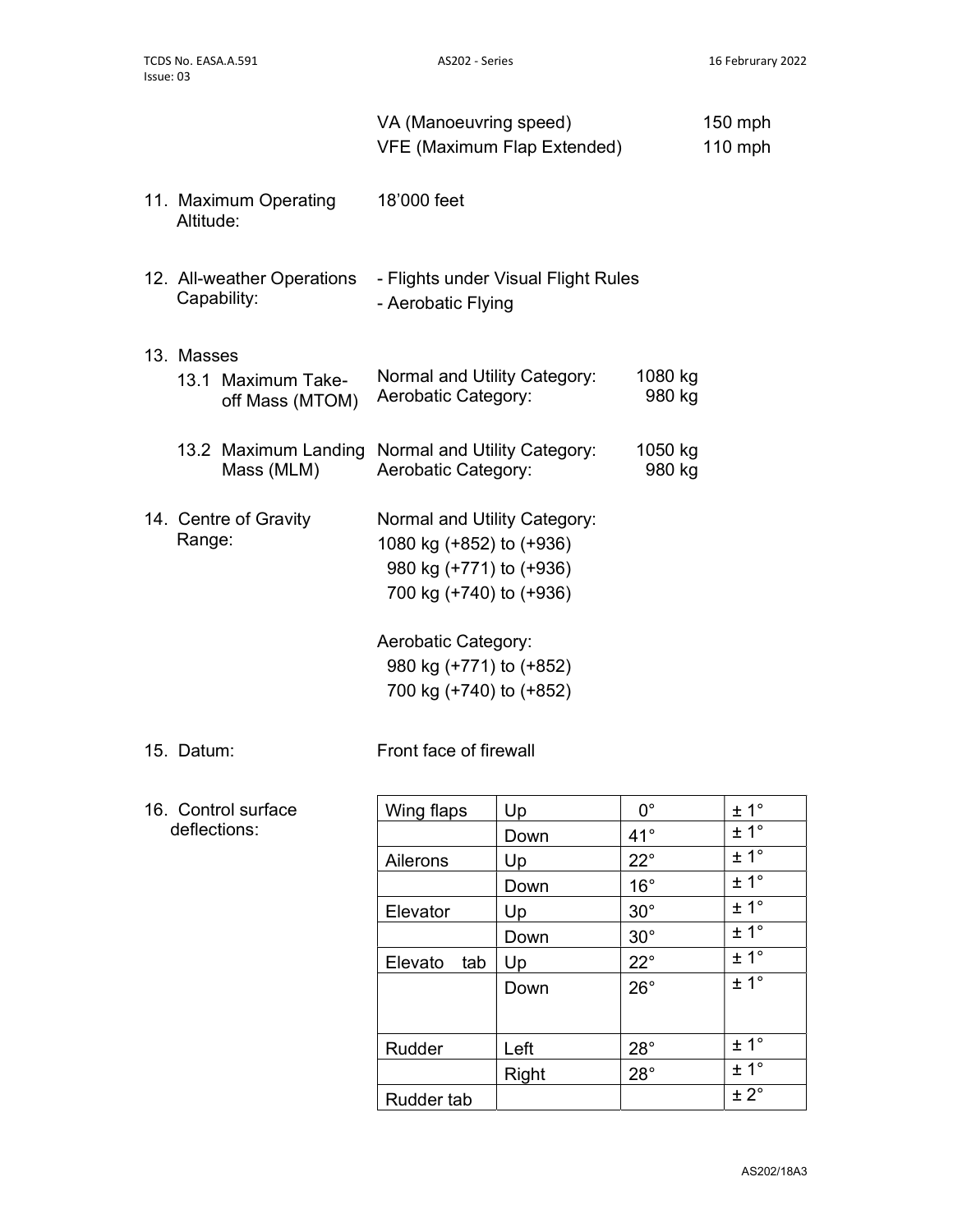| | | |
|---|---|---|
| | VA (Manoeuvring speed) | 150 mph |
| | VFE (Maximum Flap Extended) | 110 mph |

11. Maximum Operating Altitude: 18'000 feet

12. All-weather Operations Capability:
- Flights under Visual Flight Rules
- Aerobatic Flying

13. Masses

13.1 Maximum Take-off Mass (MTOM)

| | |
|---|---|
| Normal and Utility Category: | 1080 kg |
| Aerobatic Category: | 980 kg |

13.2 Maximum Landing Mass (MLM)

| | |
|---|---|
| Normal and Utility Category: | 1050 kg |
| Aerobatic Category: | 980 kg |

14. Centre of Gravity Range:

Normal and Utility Category:
1080 kg (+852) to (+936)
980 kg (+771) to (+936)
700 kg (+740) to (+936)

Aerobatic Category:
980 kg (+771) to (+852)
700 kg (+740) to (+852)

15. Datum: Front face of firewall

16. Control surface deflections:

| | | | |
|---|---|---|---|
| Wing flaps | Up | 0° | ± 1° |
| | Down | 41° | ± 1° |
| Ailerons | Up | 22° | ± 1° |
| | Down | 16° | ± 1° |
| Elevator | Up | 30° | ± 1° |
| | Down | 30° | ± 1° |
| Elevato tab | Up | 22° | ± 1° |
| | Down | 26° | ± 1° |
| Rudder | Left | 28° | ± 1° |
| | Right | 28° | ± 1° |
| Rudder tab | | | ± 2° |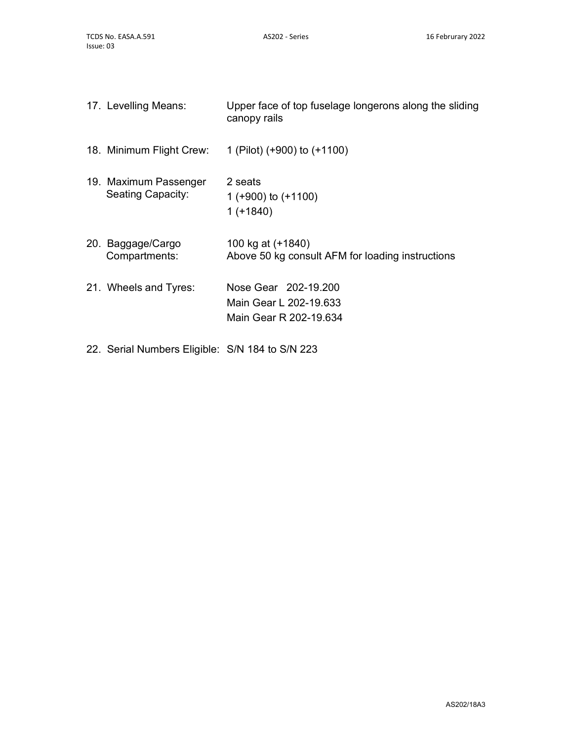| | |
|---|---|
| 17. Levelling Means: | Upper face of top fuselage longerons along the sliding canopy rails |
| 18. Minimum Flight Crew: | 1 (Pilot) (+900) to (+1100) |
| 19. Maximum Passenger Seating Capacity: | 2 seats<br>1 (+900) to (+1100)<br>1 (+1840) |
| 20. Baggage/Cargo Compartments: | 100 kg at (+1840)<br>Above 50 kg consult AFM for loading instructions |
| 21. Wheels and Tyres: | Nose Gear 202-19.200<br>Main Gear L 202-19.633<br>Main Gear R 202-19.634 |
| 22. Serial Numbers Eligible: | S/N 184 to S/N 223 |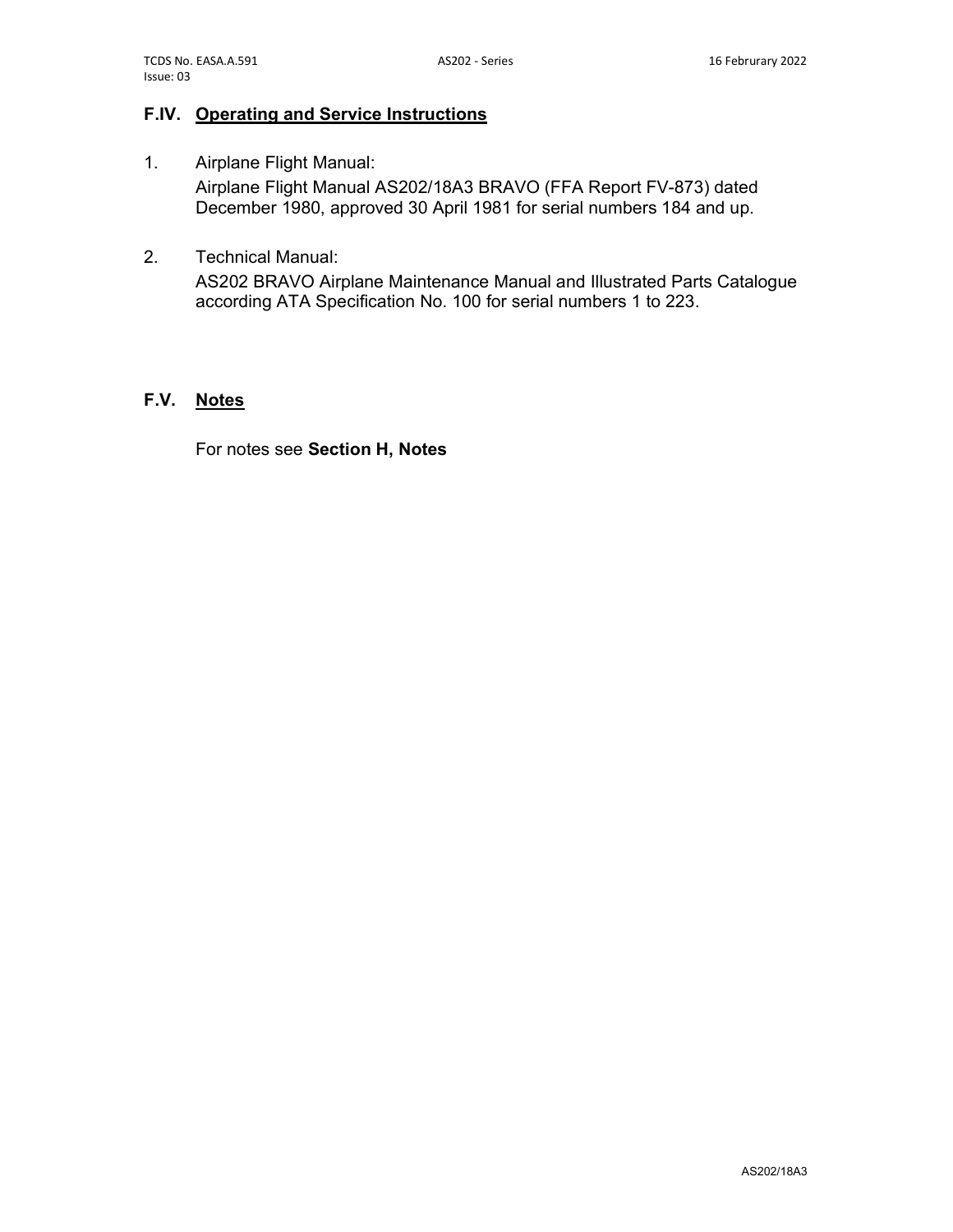## F.IV. Operating and Service Instructions

1. Airplane Flight Manual:
   Airplane Flight Manual AS202/18A3 BRAVO (FFA Report FV-873) dated December 1980, approved 30 April 1981 for serial numbers 184 and up.

2. Technical Manual:
   AS202 BRAVO Airplane Maintenance Manual and Illustrated Parts Catalogue according ATA Specification No. 100 for serial numbers 1 to 223.

## F.V. Notes

For notes see **Section H, Notes**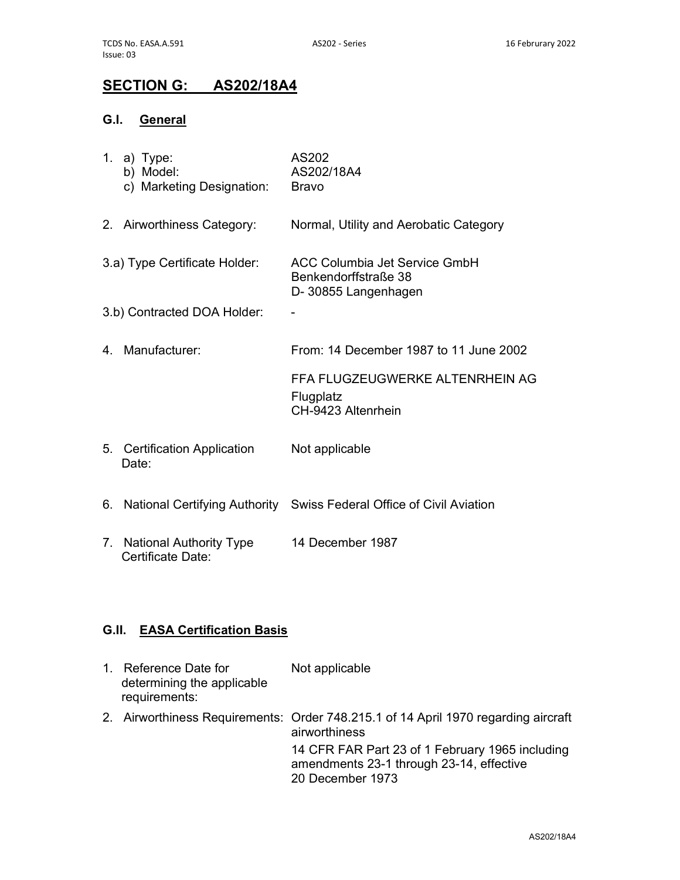## SECTION G: AS202/18A4

### G.I. General

| | |
|---|---|
| 1. a) Type: | AS202 |
| b) Model: | AS202/18A4 |
| c) Marketing Designation: | Bravo |
| 2. Airworthiness Category: | Normal, Utility and Aerobatic Category |
| 3.a) Type Certificate Holder: | ACC Columbia Jet Service GmbH<br>Benkendorffstraße 38<br>D- 30855 Langenhagen |
| 3.b) Contracted DOA Holder: | - |
| 4. Manufacturer: | From: 14 December 1987 to 11 June 2002<br><br>FFA FLUGZEUGWERKE ALTENRHEIN AG<br>Flugplatz<br>CH-9423 Altenrhein |
| 5. Certification Application Date: | Not applicable |
| 6. National Certifying Authority | Swiss Federal Office of Civil Aviation |
| 7. National Authority Type Certificate Date: | 14 December 1987 |

### G.II. EASA Certification Basis

| | |
|---|---|
| 1. Reference Date for determining the applicable requirements: | Not applicable |
| 2. Airworthiness Requirements: | Order 748.215.1 of 14 April 1970 regarding aircraft airworthiness<br><br>14 CFR FAR Part 23 of 1 February 1965 including amendments 23-1 through 23-14, effective 20 December 1973 |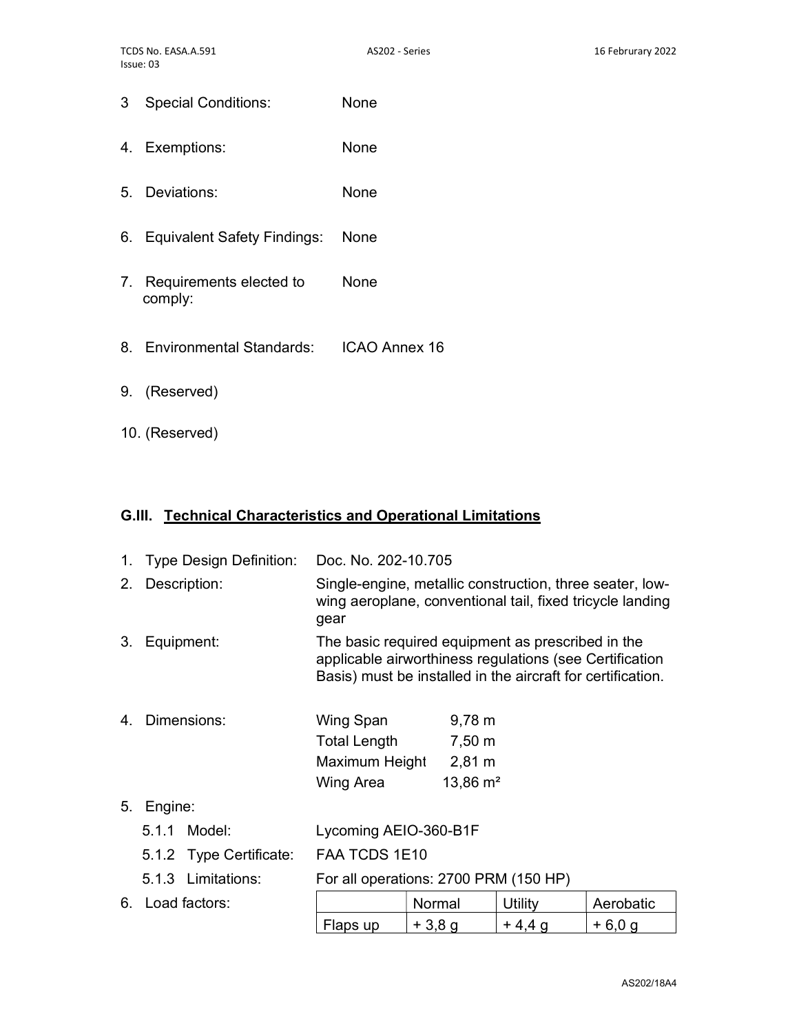3 Special Conditions: None

4. Exemptions: None

5. Deviations: None

6. Equivalent Safety Findings: None

7. Requirements elected to comply: None

8. Environmental Standards: ICAO Annex 16

9. (Reserved)

10. (Reserved)

## G.III. Technical Characteristics and Operational Limitations

1. Type Design Definition: Doc. No. 202-10.705
2. Description: Single-engine, metallic construction, three seater, low-wing aeroplane, conventional tail, fixed tricycle landing gear
3. Equipment: The basic required equipment as prescribed in the applicable airworthiness regulations (see Certification Basis) must be installed in the aircraft for certification.
4. Dimensions:

| | |
|---|---|
| Wing Span | 9,78 m |
| Total Length | 7,50 m |
| Maximum Height | 2,81 m |
| Wing Area | 13,86 m² |

5. Engine:
   - 5.1.1 Model: Lycoming AEIO-360-B1F
   - 5.1.2 Type Certificate: FAA TCDS 1E10
   - 5.1.3 Limitations: For all operations: 2700 PRM (150 HP)
6. Load factors:

| | Normal | Utility | Aerobatic |
|---|---|---|---|
| Flaps up | + 3,8 g | + 4,4 g | + 6,0 g |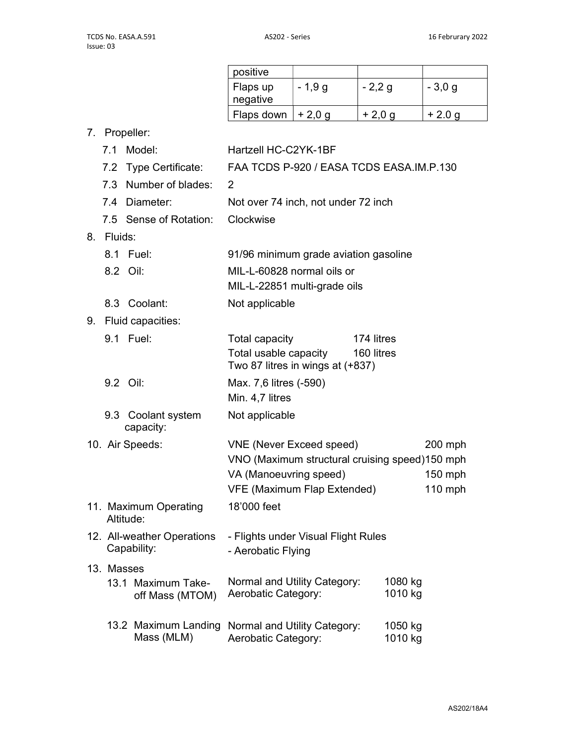| positive | | | |
|---|---|---|---|
| Flaps up negative | - 1,9 g | - 2,2 g | - 3,0 g |
| Flaps down | + 2,0 g | + 2,0 g | + 2.0 g |

7. Propeller:

   7.1 Model: Hartzell HC-C2YK-1BF

   7.2 Type Certificate: FAA TCDS P-920 / EASA TCDS EASA.IM.P.130

   7.3 Number of blades: 2

   7.4 Diameter: Not over 74 inch, not under 72 inch

   7.5 Sense of Rotation: Clockwise

8. Fluids:

   8.1 Fuel: 91/96 minimum grade aviation gasoline

   8.2 Oil: MIL-L-60828 normal oils or
   MIL-L-22851 multi-grade oils

   8.3 Coolant: Not applicable

9. Fluid capacities:

   9.1 Fuel: Total capacity 174 litres
   Total usable capacity 160 litres
   Two 87 litres in wings at (+837)

   9.2 Oil: Max. 7,6 litres (-590)
   Min. 4,7 litres

   9.3 Coolant system capacity: Not applicable

10. Air Speeds:
    VNE (Never Exceed speed) 200 mph
    VNO (Maximum structural cruising speed) 150 mph
    VA (Manoeuvring speed) 150 mph
    VFE (Maximum Flap Extended) 110 mph

11. Maximum Operating Altitude: 18'000 feet

12. All-weather Operations Capability:
    - Flights under Visual Flight Rules
    - Aerobatic Flying

13. Masses

    13.1 Maximum Take-off Mass (MTOM)
    Normal and Utility Category: 1080 kg
    Aerobatic Category: 1010 kg

    13.2 Maximum Landing Mass (MLM)
    Normal and Utility Category: 1050 kg
    Aerobatic Category: 1010 kg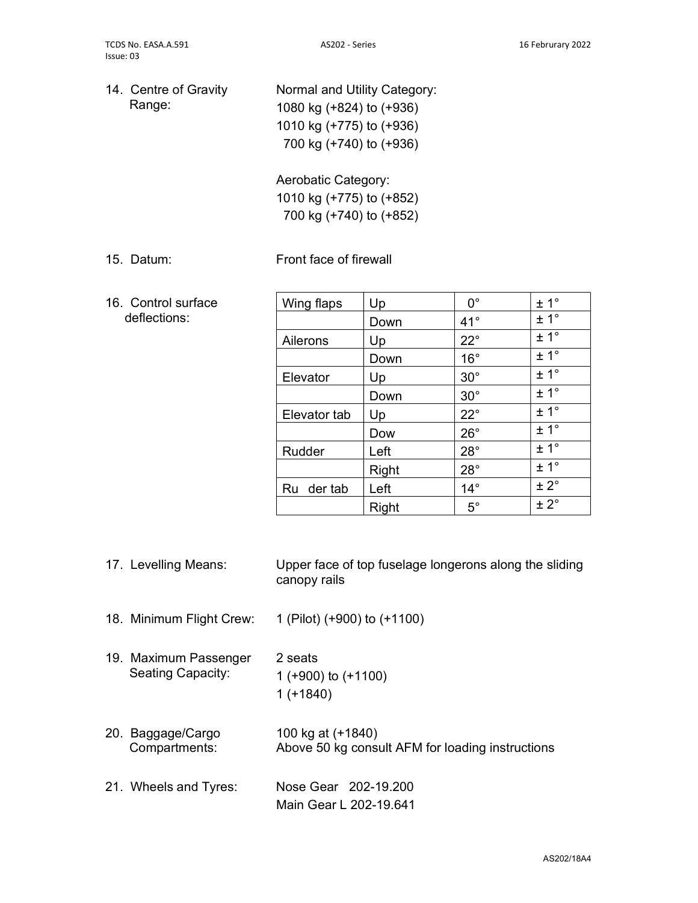14. Centre of Gravity Range:

Normal and Utility Category:
1080 kg (+824) to (+936)
1010 kg (+775) to (+936)
700 kg (+740) to (+936)

Aerobatic Category:
1010 kg (+775) to (+852)
700 kg (+740) to (+852)

15. Datum: Front face of firewall

16. Control surface deflections:

| Wing flaps | Up | 0° | ± 1° |
|---|---|---|---|
| | Down | 41° | ± 1° |
| Ailerons | Up | 22° | ± 1° |
| | Down | 16° | ± 1° |
| Elevator | Up | 30° | ± 1° |
| | Down | 30° | ± 1° |
| Elevator tab | Up | 22° | ± 1° |
| | Dow | 26° | ± 1° |
| Rudder | Left | 28° | ± 1° |
| | Right | 28° | ± 1° |
| Ru der tab | Left | 14° | ± 2° |
| | Right | 5° | ± 2° |

17. Levelling Means: Upper face of top fuselage longerons along the sliding canopy rails

18. Minimum Flight Crew: 1 (Pilot) (+900) to (+1100)

19. Maximum Passenger Seating Capacity:

2 seats
1 (+900) to (+1100)
1 (+1840)

20. Baggage/Cargo Compartments:

100 kg at (+1840)
Above 50 kg consult AFM for loading instructions

21. Wheels and Tyres:

Nose Gear 202-19.200
Main Gear L 202-19.641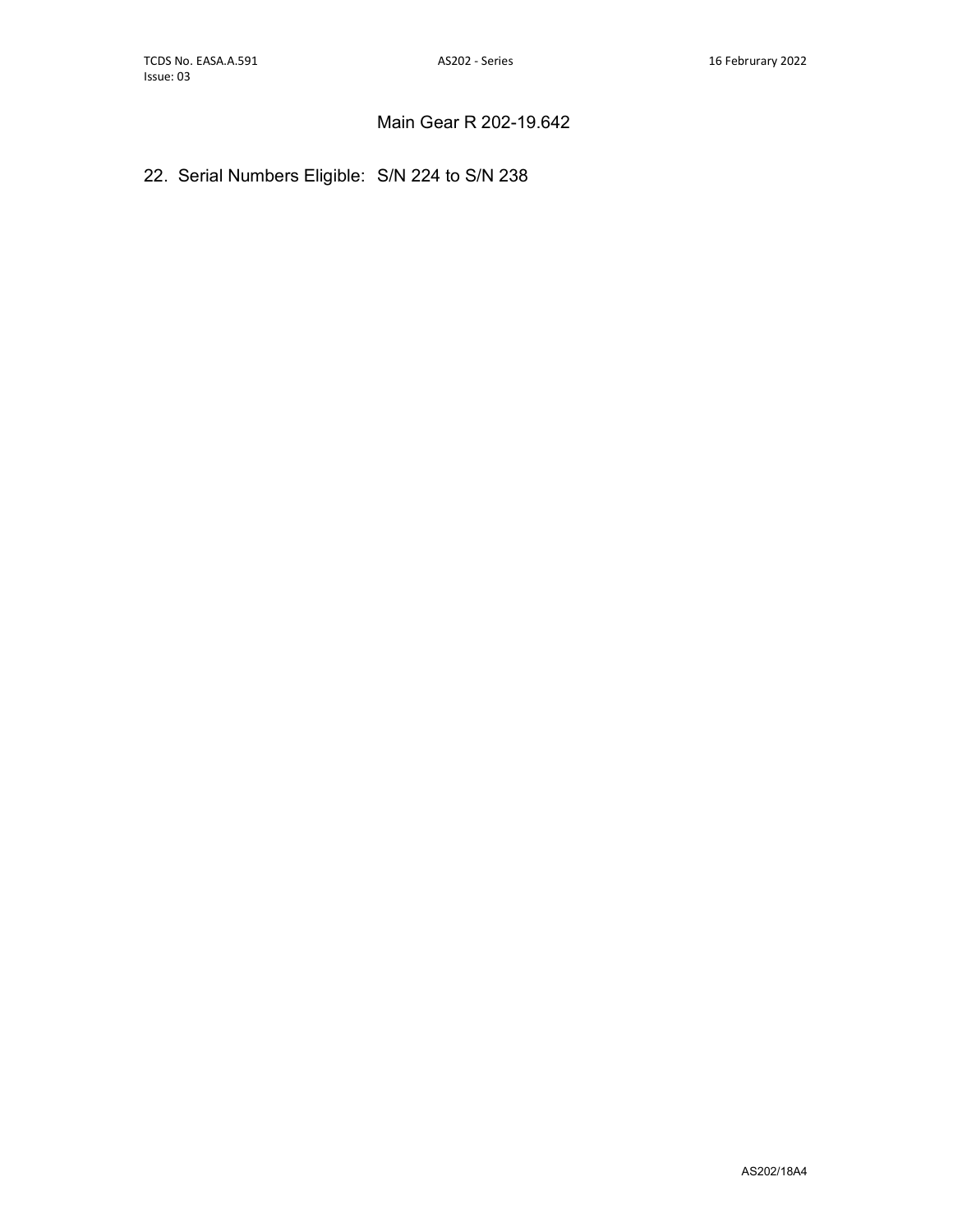Main Gear R 202-19.642

22. Serial Numbers Eligible: S/N 224 to S/N 238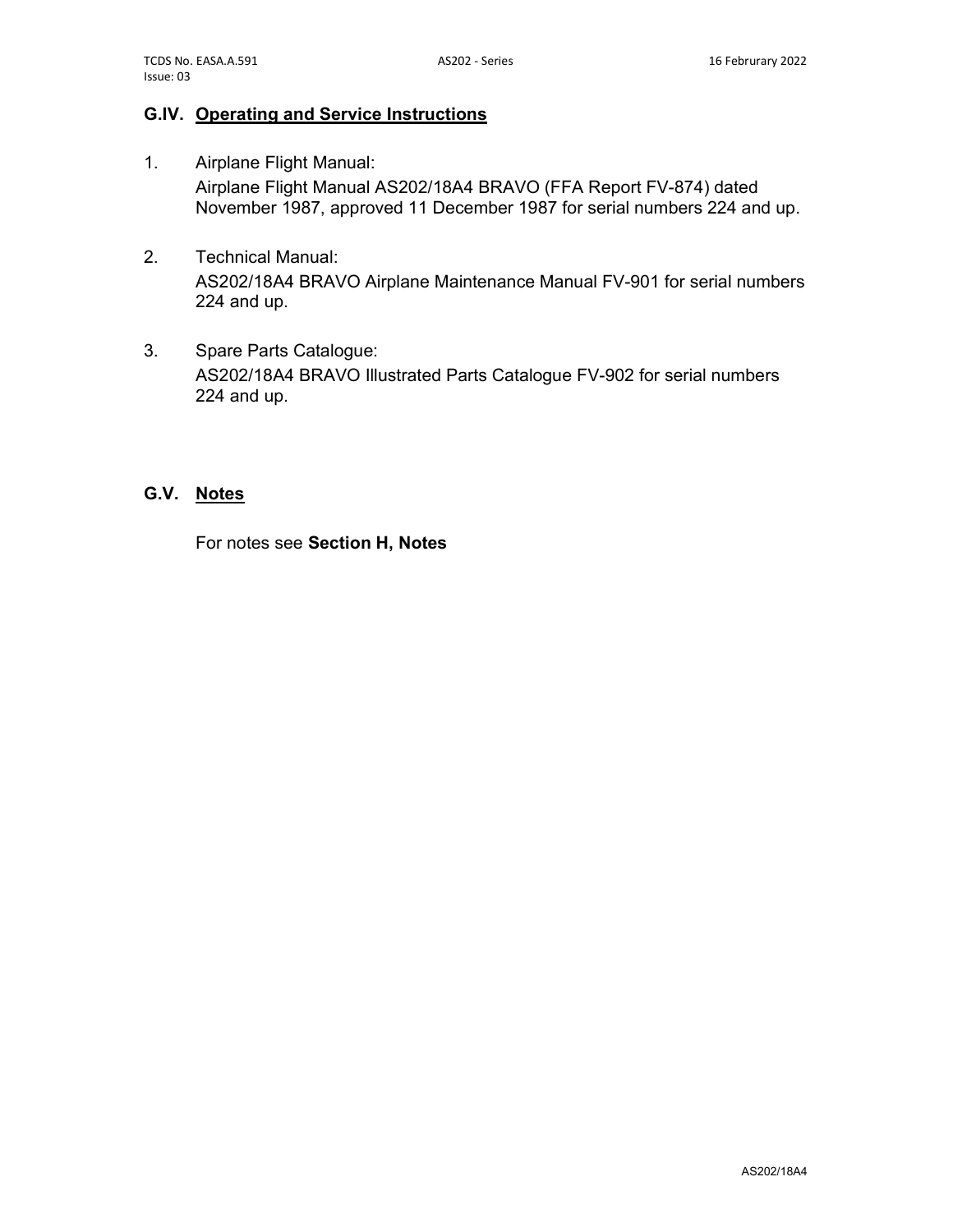## G.IV. Operating and Service Instructions

1. Airplane Flight Manual:
   Airplane Flight Manual AS202/18A4 BRAVO (FFA Report FV-874) dated November 1987, approved 11 December 1987 for serial numbers 224 and up.

2. Technical Manual:
   AS202/18A4 BRAVO Airplane Maintenance Manual FV-901 for serial numbers 224 and up.

3. Spare Parts Catalogue:
   AS202/18A4 BRAVO Illustrated Parts Catalogue FV-902 for serial numbers 224 and up.

## G.V. Notes

For notes see **Section H, Notes**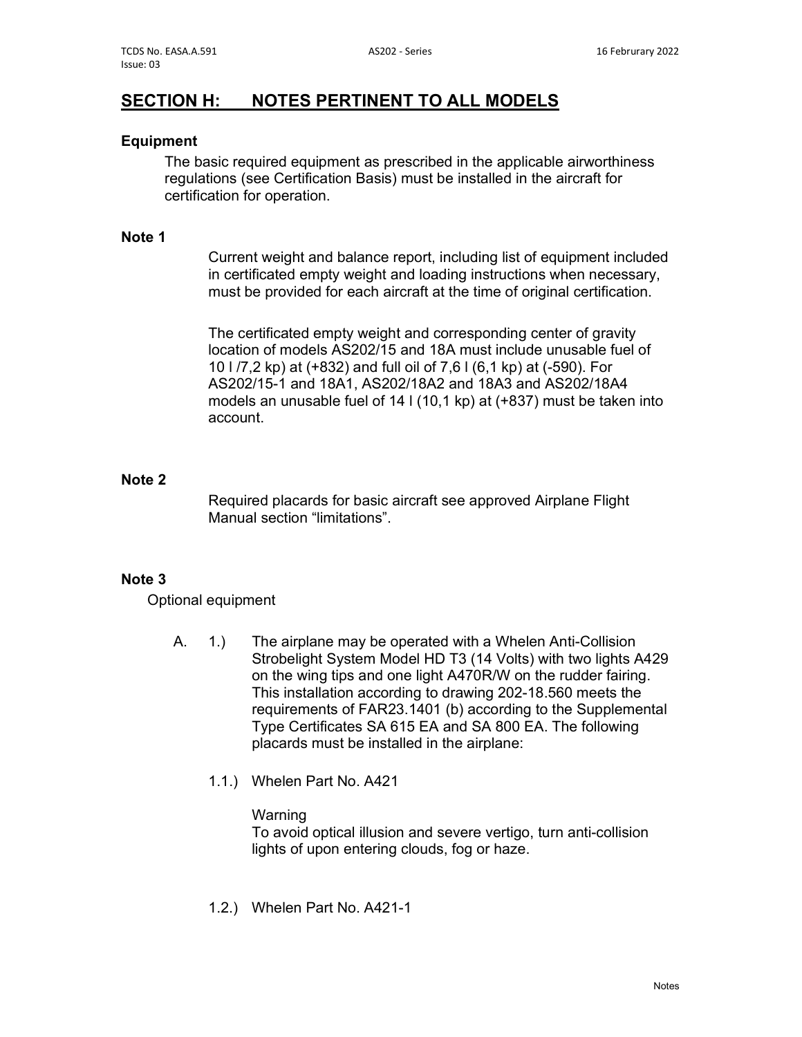## SECTION H: NOTES PERTINENT TO ALL MODELS

### Equipment

The basic required equipment as prescribed in the applicable airworthiness regulations (see Certification Basis) must be installed in the aircraft for certification for operation.

### Note 1

Current weight and balance report, including list of equipment included in certificated empty weight and loading instructions when necessary, must be provided for each aircraft at the time of original certification.

The certificated empty weight and corresponding center of gravity location of models AS202/15 and 18A must include unusable fuel of 10 l /7,2 kp) at (+832) and full oil of 7,6 l (6,1 kp) at (-590). For AS202/15-1 and 18A1, AS202/18A2 and 18A3 and AS202/18A4 models an unusable fuel of 14 l (10,1 kp) at (+837) must be taken into account.

### Note 2

Required placards for basic aircraft see approved Airplane Flight Manual section “limitations”.

### Note 3

Optional equipment

A. 1.) The airplane may be operated with a Whelen Anti-Collision Strobelight System Model HD T3 (14 Volts) with two lights A429 on the wing tips and one light A470R/W on the rudder fairing. This installation according to drawing 202-18.560 meets the requirements of FAR23.1401 (b) according to the Supplemental Type Certificates SA 615 EA and SA 800 EA. The following placards must be installed in the airplane:

1.1.) Whelen Part No. A421

Warning
To avoid optical illusion and severe vertigo, turn anti-collision lights of upon entering clouds, fog or haze.

1.2.) Whelen Part No. A421-1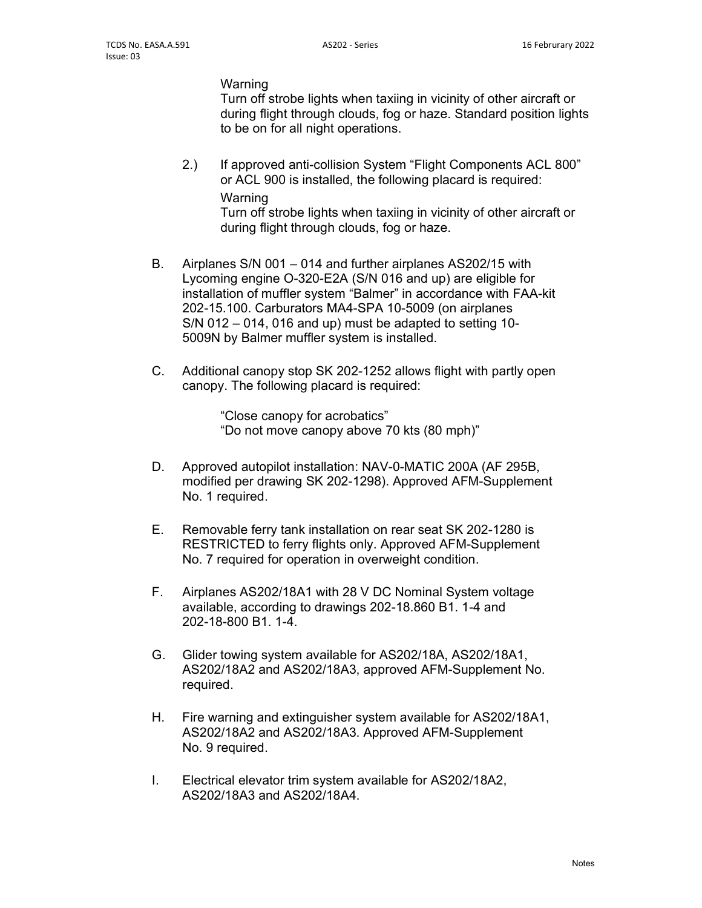Warning
Turn off strobe lights when taxiing in vicinity of other aircraft or during flight through clouds, fog or haze. Standard position lights to be on for all night operations.

2.) If approved anti-collision System "Flight Components ACL 800" or ACL 900 is installed, the following placard is required:
Warning
Turn off strobe lights when taxiing in vicinity of other aircraft or during flight through clouds, fog or haze.

B. Airplanes S/N 001 – 014 and further airplanes AS202/15 with Lycoming engine O-320-E2A (S/N 016 and up) are eligible for installation of muffler system "Balmer" in accordance with FAA-kit 202-15.100. Carburators MA4-SPA 10-5009 (on airplanes S/N 012 – 014, 016 and up) must be adapted to setting 10-5009N by Balmer muffler system is installed.

C. Additional canopy stop SK 202-1252 allows flight with partly open canopy. The following placard is required:

"Close canopy for acrobatics"
"Do not move canopy above 70 kts (80 mph)"

D. Approved autopilot installation: NAV-0-MATIC 200A (AF 295B, modified per drawing SK 202-1298). Approved AFM-Supplement No. 1 required.

E. Removable ferry tank installation on rear seat SK 202-1280 is RESTRICTED to ferry flights only. Approved AFM-Supplement No. 7 required for operation in overweight condition.

F. Airplanes AS202/18A1 with 28 V DC Nominal System voltage available, according to drawings 202-18.860 B1. 1-4 and 202-18-800 B1. 1-4.

G. Glider towing system available for AS202/18A, AS202/18A1, AS202/18A2 and AS202/18A3, approved AFM-Supplement No. required.

H. Fire warning and extinguisher system available for AS202/18A1, AS202/18A2 and AS202/18A3. Approved AFM-Supplement No. 9 required.

I. Electrical elevator trim system available for AS202/18A2, AS202/18A3 and AS202/18A4.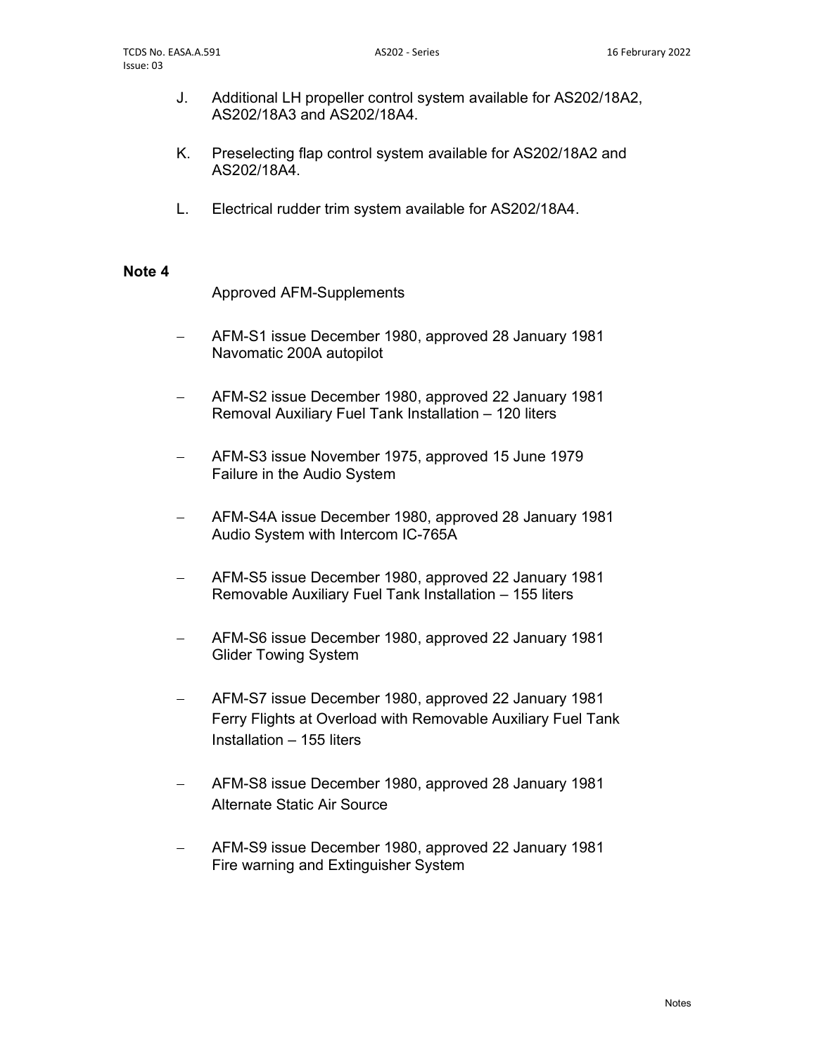J. Additional LH propeller control system available for AS202/18A2, AS202/18A3 and AS202/18A4.

K. Preselecting flap control system available for AS202/18A2 and AS202/18A4.

L. Electrical rudder trim system available for AS202/18A4.

**Note 4**

Approved AFM-Supplements

- AFM-S1 issue December 1980, approved 28 January 1981
  Navomatic 200A autopilot
- AFM-S2 issue December 1980, approved 22 January 1981
  Removal Auxiliary Fuel Tank Installation – 120 liters
- AFM-S3 issue November 1975, approved 15 June 1979
  Failure in the Audio System
- AFM-S4A issue December 1980, approved 28 January 1981
  Audio System with Intercom IC-765A
- AFM-S5 issue December 1980, approved 22 January 1981
  Removable Auxiliary Fuel Tank Installation – 155 liters
- AFM-S6 issue December 1980, approved 22 January 1981
  Glider Towing System
- AFM-S7 issue December 1980, approved 22 January 1981
  Ferry Flights at Overload with Removable Auxiliary Fuel Tank Installation – 155 liters
- AFM-S8 issue December 1980, approved 28 January 1981
  Alternate Static Air Source
- AFM-S9 issue December 1980, approved 22 January 1981
  Fire warning and Extinguisher System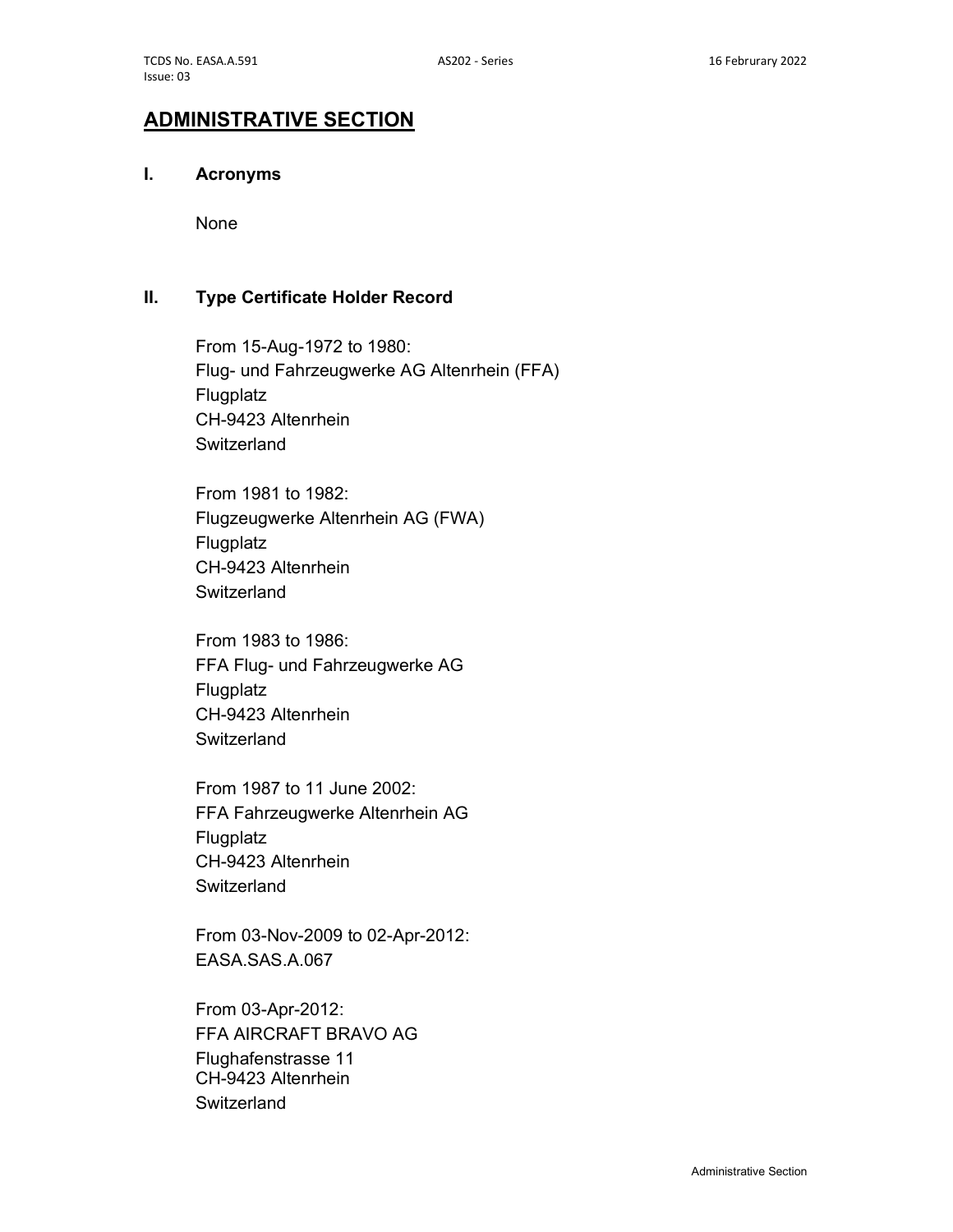# ADMINISTRATIVE SECTION

## I. Acronyms

None

## II. Type Certificate Holder Record

From 15-Aug-1972 to 1980:
Flug- und Fahrzeugwerke AG Altenrhein (FFA)
Flugplatz
CH-9423 Altenrhein
Switzerland

From 1981 to 1982:
Flugzeugwerke Altenrhein AG (FWA)
Flugplatz
CH-9423 Altenrhein
Switzerland

From 1983 to 1986:
FFA Flug- und Fahrzeugwerke AG
Flugplatz
CH-9423 Altenrhein
Switzerland

From 1987 to 11 June 2002:
FFA Fahrzeugwerke Altenrhein AG
Flugplatz
CH-9423 Altenrhein
Switzerland

From 03-Nov-2009 to 02-Apr-2012:
EASA.SAS.A.067

From 03-Apr-2012:
FFA AIRCRAFT BRAVO AG
Flughafenstrasse 11
CH-9423 Altenrhein
Switzerland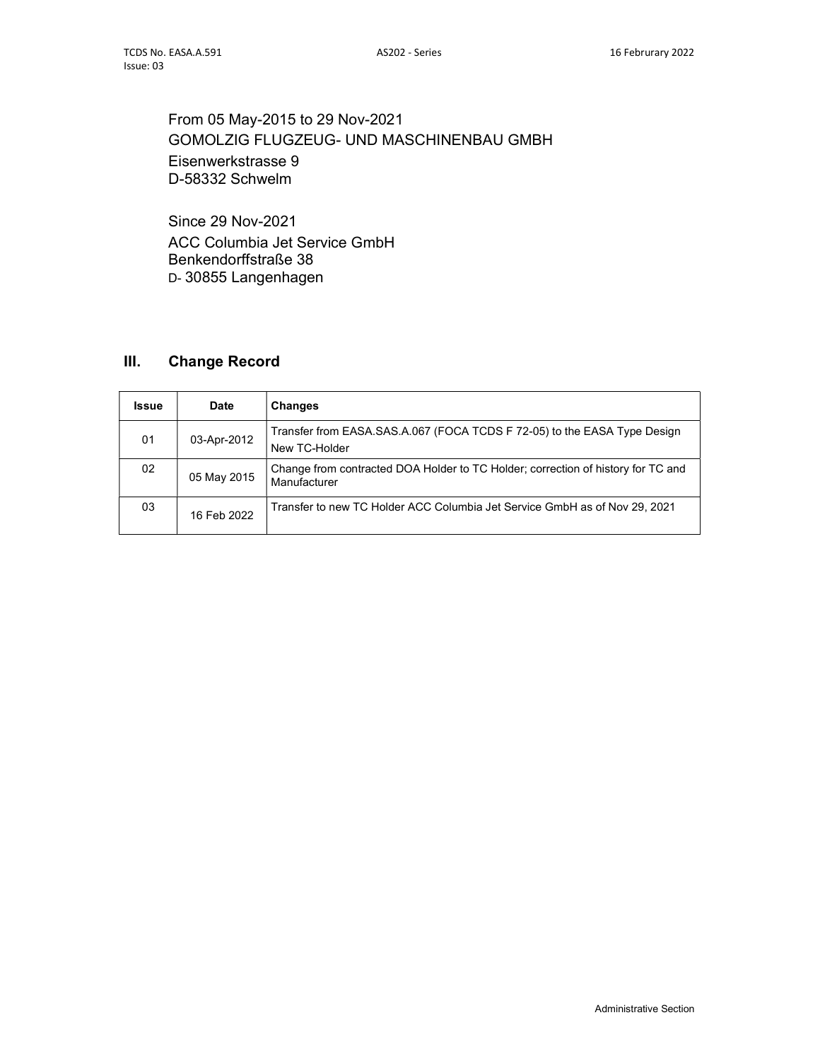From 05 May-2015 to 29 Nov-2021
GOMOLZIG FLUGZEUG- UND MASCHINENBAU GMBH
Eisenwerkstrasse 9
D-58332 Schwelm

Since 29 Nov-2021
ACC Columbia Jet Service GmbH
Benkendorffstraße 38
D- 30855 Langenhagen

## III. Change Record

| Issue | Date | Changes |
|---|---|---|
| 01 | 03-Apr-2012 | Transfer from EASA.SAS.A.067 (FOCA TCDS F 72-05) to the EASA Type Design New TC-Holder |
| 02 | 05 May 2015 | Change from contracted DOA Holder to TC Holder; correction of history for TC and Manufacturer |
| 03 | 16 Feb 2022 | Transfer to new TC Holder ACC Columbia Jet Service GmbH as of Nov 29, 2021 |